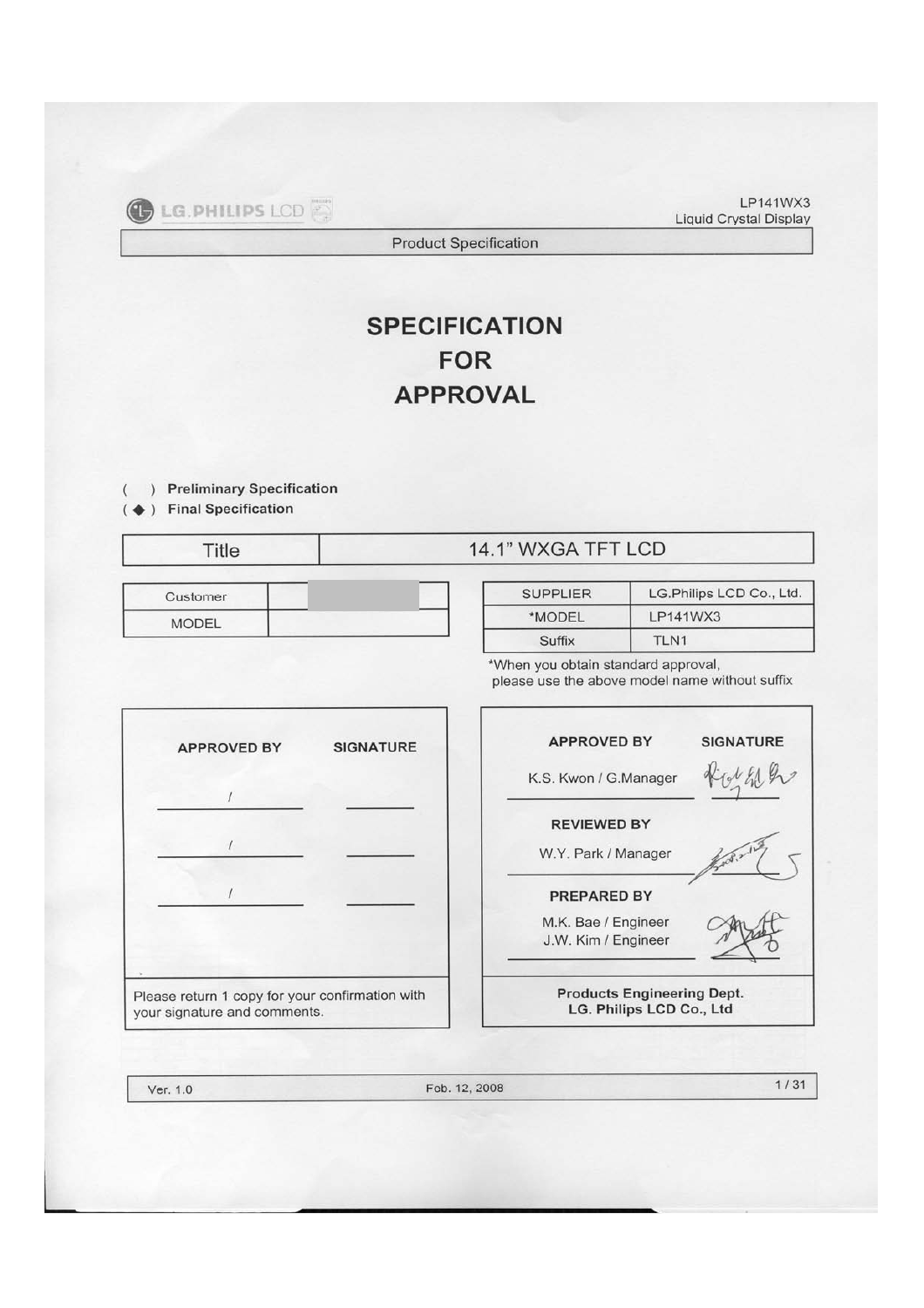LP141WX3
Liquid Crystal Display

Product Specification

# SPECIFICATION FOR APPROVAL

( ) Preliminary Specification
( ◆ ) Final Specification

| Title | 14.1" WXGA TFT LCD |
|---|---|

| Customer | |
|---|---|
| MODEL | |

| SUPPLIER | LG.Philips LCD Co., Ltd. |
|---|---|
| *MODEL | LP141WX3 |
| Suffix | TLN1 |

*When you obtain standard approval, please use the above model name without suffix

| APPROVED BY | SIGNATURE |
|---|---|
| / | |
| / | |
| / | |

Please return 1 copy for your confirmation with your signature and comments.

| APPROVED BY | SIGNATURE |
|---|---|
| K.S. Kwon / G.Manager | |
| **REVIEWED BY** | |
| W.Y. Park / Manager | |
| **PREPARED BY** | |
| M.K. Bae / Engineer<br>J.W. Kim / Engineer | |

**Products Engineering Dept.**
**LG. Philips LCD Co., Ltd**

Ver. 1.0 Feb. 12, 2008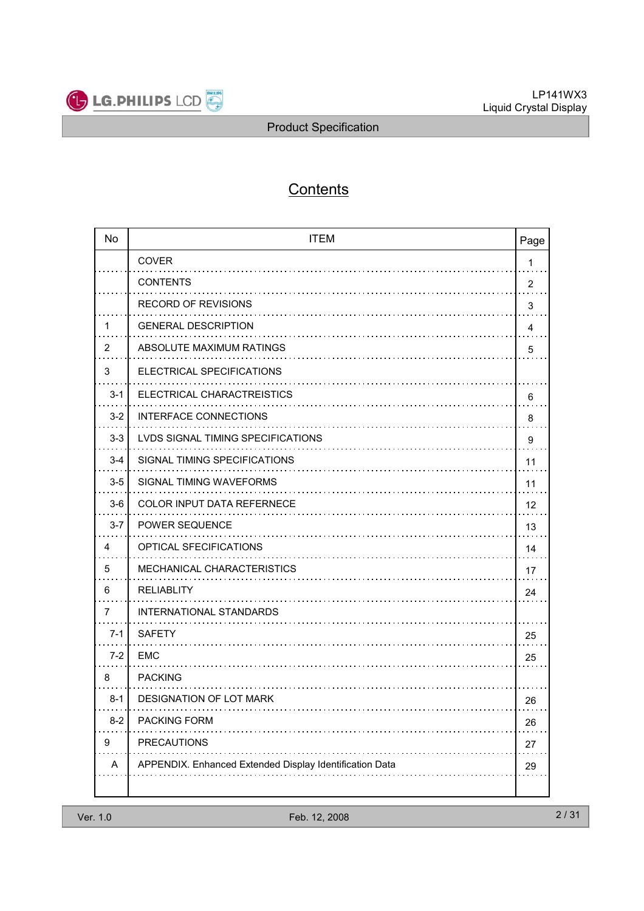# Contents

| No | ITEM | Page |
|---|---|---|
| | COVER | 1 |
| | CONTENTS | 2 |
| | RECORD OF REVISIONS | 3 |
| 1 | GENERAL DESCRIPTION | 4 |
| 2 | ABSOLUTE MAXIMUM RATINGS | 5 |
| 3 | ELECTRICAL SPECIFICATIONS | |
| 3-1 | ELECTRICAL CHARACTREISTICS | 6 |
| 3-2 | INTERFACE CONNECTIONS | 8 |
| 3-3 | LVDS SIGNAL TIMING SPECIFICATIONS | 9 |
| 3-4 | SIGNAL TIMING SPECIFICATIONS | 11 |
| 3-5 | SIGNAL TIMING WAVEFORMS | 11 |
| 3-6 | COLOR INPUT DATA REFERNECE | 12 |
| 3-7 | POWER SEQUENCE | 13 |
| 4 | OPTICAL SFECIFICATIONS | 14 |
| 5 | MECHANICAL CHARACTERISTICS | 17 |
| 6 | RELIABLITY | 24 |
| 7 | INTERNATIONAL STANDARDS | |
| 7-1 | SAFETY | 25 |
| 7-2 | EMC | 25 |
| 8 | PACKING | |
| 8-1 | DESIGNATION OF LOT MARK | 26 |
| 8-2 | PACKING FORM | 26 |
| 9 | PRECAUTIONS | 27 |
| A | APPENDIX. Enhanced Extended Display Identification Data | 29 |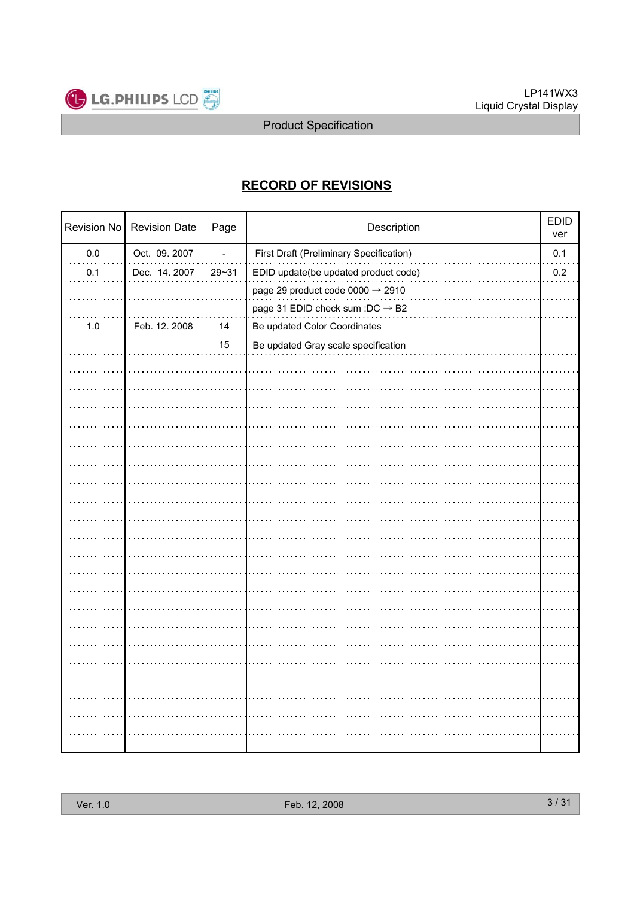## RECORD OF REVISIONS

| Revision No | Revision Date | Page | Description | EDID ver |
|---|---|---|---|---|
| 0.0 | Oct. 09. 2007 | - | First Draft (Preliminary Specification) | 0.1 |
| 0.1 | Dec. 14. 2007 | 29~31 | EDID update(be updated product code) | 0.2 |
| | | | page 29 product code 0000 → 2910 | |
| | | | page 31 EDID check sum :DC → B2 | |
| 1.0 | Feb. 12. 2008 | 14 | Be updated Color Coordinates | |
| | | 15 | Be updated Gray scale specification | |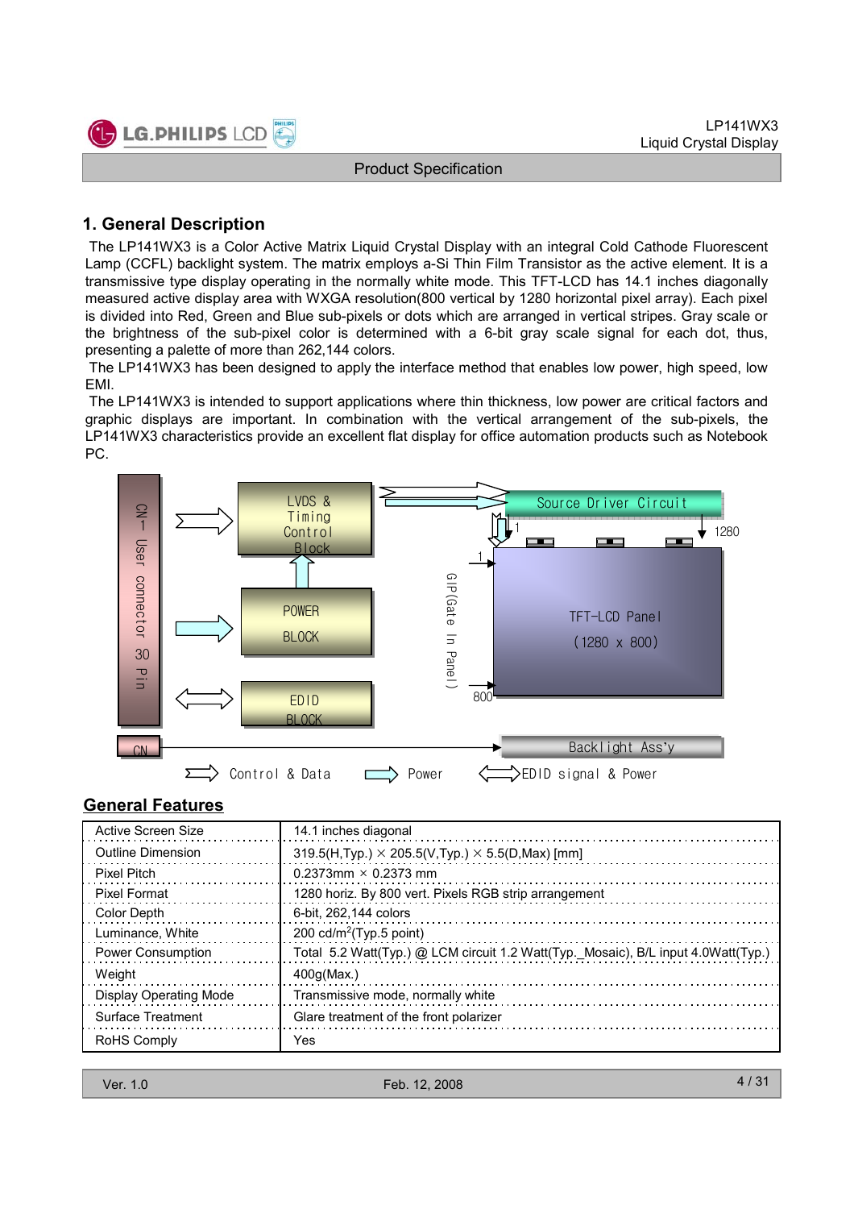# 1. General Description

The LP141WX3 is a Color Active Matrix Liquid Crystal Display with an integral Cold Cathode Fluorescent Lamp (CCFL) backlight system. The matrix employs a-Si Thin Film Transistor as the active element. It is a transmissive type display operating in the normally white mode. This TFT-LCD has 14.1 inches diagonally measured active display area with WXGA resolution(800 vertical by 1280 horizontal pixel array). Each pixel is divided into Red, Green and Blue sub-pixels or dots which are arranged in vertical stripes. Gray scale or the brightness of the sub-pixel color is determined with a 6-bit gray scale signal for each dot, thus, presenting a palette of more than 262,144 colors.

The LP141WX3 has been designed to apply the interface method that enables low power, high speed, low EMI.

The LP141WX3 is intended to support applications where thin thickness, low power are critical factors and graphic displays are important. In combination with the vertical arrangement of the sub-pixels, the LP141WX3 characteristics provide an excellent flat display for office automation products such as Notebook PC.

CN1 User connector 30 Pin

LVDS & Timing Control Block

POWER BLOCK

EDID BLOCK

Source Driver Circuit

1 1280

1

GIP(Gate In Panel)

TFT-LCD Panel (1280 x 800)

800

CN

Backlight Ass'y

Control & Data  Power  EDID signal & Power

## General Features

| | |
|---|---|
| Active Screen Size | 14.1 inches diagonal |
| Outline Dimension | 319.5(H,Typ.) × 205.5(V,Typ.) × 5.5(D,Max) [mm] |
| Pixel Pitch | 0.2373mm × 0.2373 mm |
| Pixel Format | 1280 horiz. By 800 vert. Pixels RGB strip arrangement |
| Color Depth | 6-bit, 262,144 colors |
| Luminance, White | 200 cd/m$^2$(Typ.5 point) |
| Power Consumption | Total 5.2 Watt(Typ.) @ LCM circuit 1.2 Watt(Typ._Mosaic), B/L input 4.0Watt(Typ.) |
| Weight | 400g(Max.) |
| Display Operating Mode | Transmissive mode, normally white |
| Surface Treatment | Glare treatment of the front polarizer |
| RoHS Comply | Yes |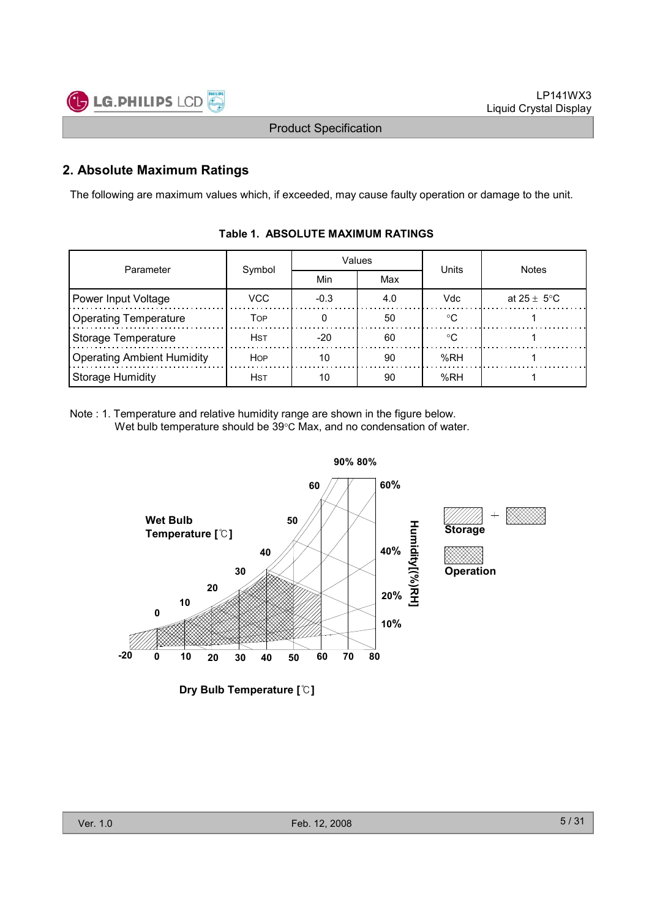## 2. Absolute Maximum Ratings

The following are maximum values which, if exceeded, may cause faulty operation or damage to the unit.

**Table 1. ABSOLUTE MAXIMUM RATINGS**

| Parameter | Symbol | Values | | Units | Notes |
|---|---|---|---|---|---|
| | | Min | Max | | |
| Power Input Voltage | VCC | -0.3 | 4.0 | Vdc | at 25 ± 5°C |
| Operating Temperature | TOP | 0 | 50 | °C | 1 |
| Storage Temperature | HST | -20 | 60 | °C | 1 |
| Operating Ambient Humidity | HOP | 10 | 90 | %RH | 1 |
| Storage Humidity | HST | 10 | 90 | %RH | 1 |

Note : 1. Temperature and relative humidity range are shown in the figure below.
Wet bulb temperature should be 39°C Max, and no condensation of water.

Wet Bulb Temperature [℃]

Humidity[(%)RH]

Storage

Operation

Dry Bulb Temperature [℃]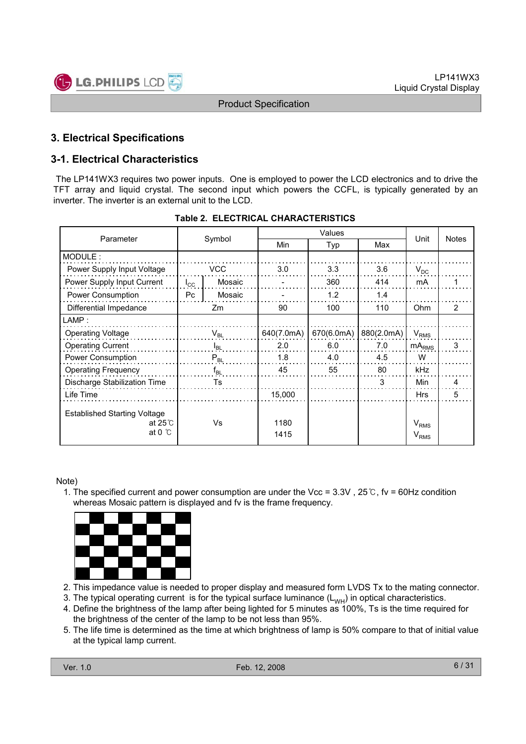# 3. Electrical Specifications

## 3-1. Electrical Characteristics

The LP141WX3 requires two power inputs. One is employed to power the LCD electronics and to drive the TFT array and liquid crystal. The second input which powers the CCFL, is typically generated by an inverter. The inverter is an external unit to the LCD.

**Table 2. ELECTRICAL CHARACTERISTICS**

| Parameter | Symbol | | Values | | | Unit | Notes |
|---|---|---|---|---|---|---|---|
| | | | Min | Typ | Max | | |
| MODULE : | | | | | | | |
| Power Supply Input Voltage | VCC | | 3.0 | 3.3 | 3.6 | $V_{DC}$ | |
| Power Supply Input Current | $I_{CC}$ | Mosaic | - | 360 | 414 | mA | 1 |
| Power Consumption | Pc | Mosaic | - | 1.2 | 1.4 | | |
| Differential Impedance | Zm | | 90 | 100 | 110 | Ohm | 2 |
| LAMP : | | | | | | | |
| Operating Voltage | $V_{BL}$ | | 640(7.0mA) | 670(6.0mA) | 880(2.0mA) | $V_{RMS}$ | |
| Operating Current | $I_{BL}$ | | 2.0 | 6.0 | 7.0 | $mA_{RMS}$ | 3 |
| Power Consumption | $P_{BL}$ | | 1.8 | 4.0 | 4.5 | W | |
| Operating Frequency | $f_{BL}$ | | 45 | 55 | 80 | kHz | |
| Discharge Stabilization Time | Ts | | | | 3 | Min | 4 |
| Life Time | | | 15,000 | | | Hrs | 5 |
| Established Starting Voltage at 25℃ | Vs | | 1180 | | | $V_{RMS}$ | |
| at 0 ℃ | | | 1415 | | | $V_{RMS}$ | |

Note)

1. The specified current and power consumption are under the Vcc = 3.3V , 25℃, fv = 60Hz condition whereas Mosaic pattern is displayed and fv is the frame frequency.
2. This impedance value is needed to proper display and measured form LVDS Tx to the mating connector.
3. The typical operating current is for the typical surface luminance ($L_{WH}$) in optical characteristics.
4. Define the brightness of the lamp after being lighted for 5 minutes as 100%, Ts is the time required for the brightness of the center of the lamp to be not less than 95%.
5. The life time is determined as the time at which brightness of lamp is 50% compare to that of initial value at the typical lamp current.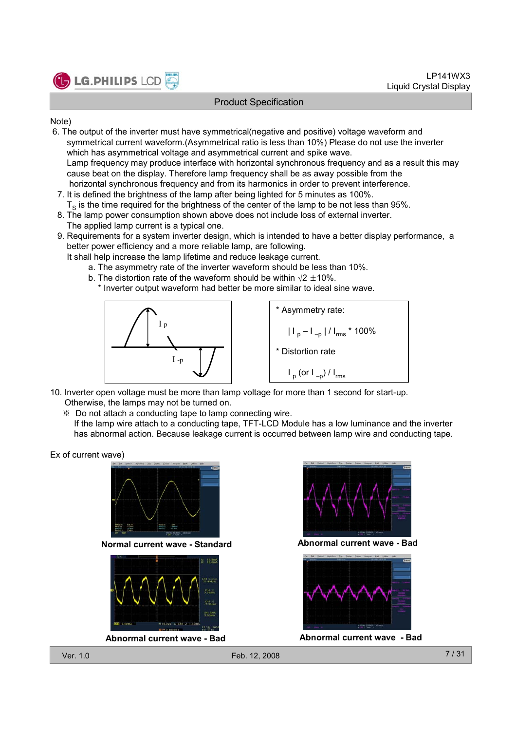Note)

6. The output of the inverter must have symmetrical(negative and positive) voltage waveform and symmetrical current waveform.(Asymmetrical ratio is less than 10%) Please do not use the inverter which has asymmetrical voltage and asymmetrical current and spike wave.
   Lamp frequency may produce interface with horizontal synchronous frequency and as a result this may cause beat on the display. Therefore lamp frequency shall be as away possible from the horizontal synchronous frequency and from its harmonics in order to prevent interference.
7. It is defined the brightness of the lamp after being lighted for 5 minutes as 100%.
   $T_S$ is the time required for the brightness of the center of the lamp to be not less than 95%.
8. The lamp power consumption shown above does not include loss of external inverter.
   The applied lamp current is a typical one.
9. Requirements for a system inverter design, which is intended to have a better display performance, a better power efficiency and a more reliable lamp, are following.
   It shall help increase the lamp lifetime and reduce leakage current.
   a. The asymmetry rate of the inverter waveform should be less than 10%.
   b. The distortion rate of the waveform should be within $\sqrt{2}$ ±10%.
   * Inverter output waveform had better be more similar to ideal sine wave.

I p

I -p

* Asymmetry rate:

$| I_p - I_{-p} | / I_{rms} * 100\%$

* Distortion rate

$I_p$ (or $I_{-p}$) / $I_{rms}$

10. Inverter open voltage must be more than lamp voltage for more than 1 second for start-up. Otherwise, the lamps may not be turned on.
    ※ Do not attach a conducting tape to lamp connecting wire.
    If the lamp wire attach to a conducting tape, TFT-LCD Module has a low luminance and the inverter has abnormal action. Because leakage current is occurred between lamp wire and conducting tape.

Ex of current wave)

**Normal current wave - Standard**

**Abnormal current wave - Bad**

**Abnormal current wave - Bad**

**Abnormal current wave - Bad**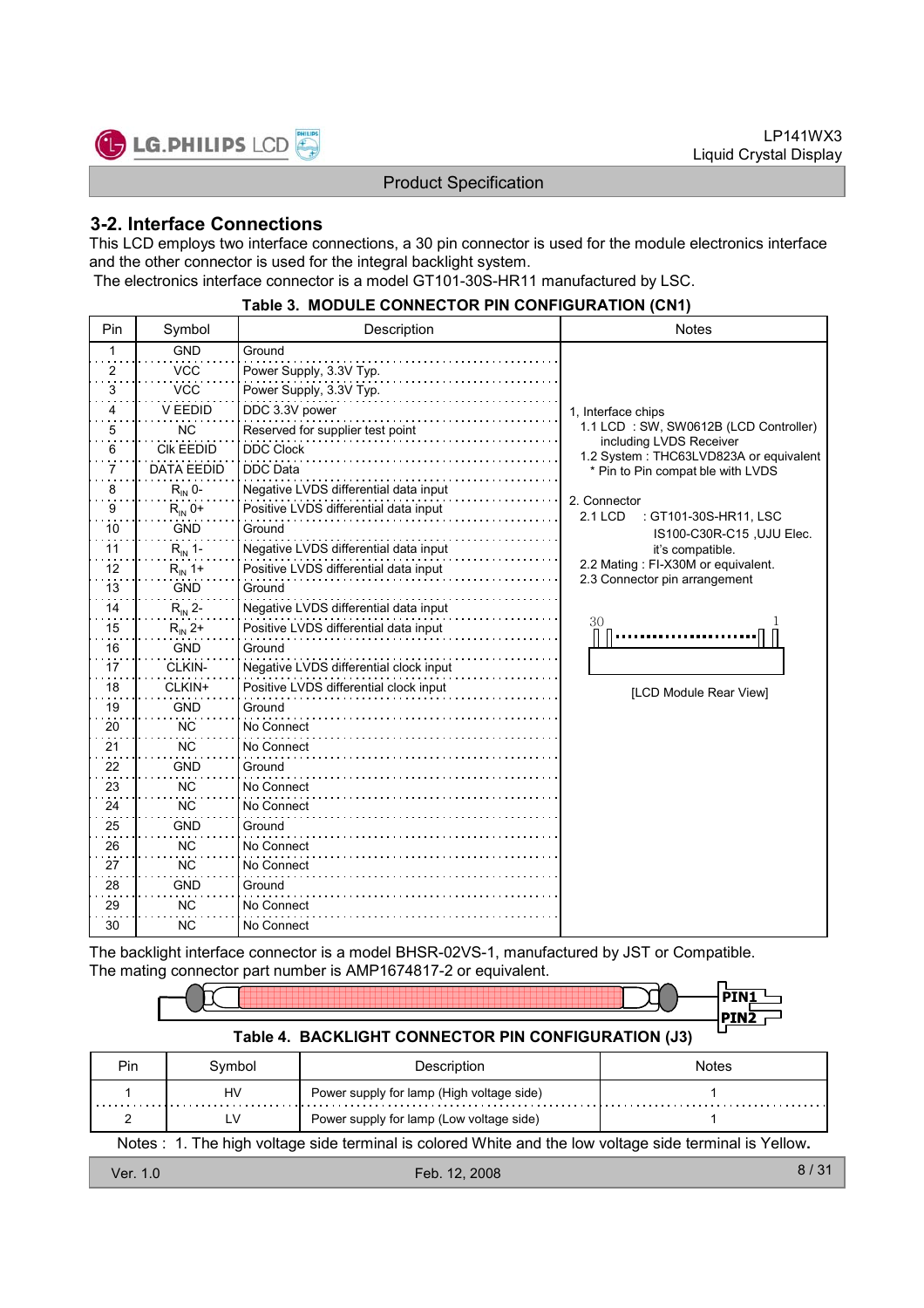## 3-2. Interface Connections

This LCD employs two interface connections, a 30 pin connector is used for the module electronics interface and the other connector is used for the integral backlight system.

The electronics interface connector is a model GT101-30S-HR11 manufactured by LSC.

**Table 3. MODULE CONNECTOR PIN CONFIGURATION (CN1)**

| Pin | Symbol | Description | Notes |
|---|---|---|---|
| 1 | GND | Ground | 1, Interface chips<br>1.1 LCD : SW, SW0612B (LCD Controller) including LVDS Receiver<br>1.2 System : THC63LVD823A or equivalent<br>* Pin to Pin compat ble with LVDS<br><br>2. Connector<br>2.1 LCD : GT101-30S-HR11, LSC<br>IS100-C30R-C15 ,UJU Elec. it's compatible.<br>2.2 Mating : FI-X30M or equivalent.<br>2.3 Connector pin arrangement<br><br>30 ... 1<br><br>[LCD Module Rear View] |
| 2 | VCC | Power Supply, 3.3V Typ. | |
| 3 | VCC | Power Supply, 3.3V Typ. | |
| 4 | V EEDID | DDC 3.3V power | |
| 5 | NC | Reserved for supplier test point | |
| 6 | Clk EEDID | DDC Clock | |
| 7 | DATA EEDID | DDC Data | |
| 8 | $R_{IN}$ 0- | Negative LVDS differential data input | |
| 9 | $R_{IN}$ 0+ | Positive LVDS differential data input | |
| 10 | GND | Ground | |
| 11 | $R_{IN}$ 1- | Negative LVDS differential data input | |
| 12 | $R_{IN}$ 1+ | Positive LVDS differential data input | |
| 13 | GND | Ground | |
| 14 | $R_{IN}$ 2- | Negative LVDS differential data input | |
| 15 | $R_{IN}$ 2+ | Positive LVDS differential data input | |
| 16 | GND | Ground | |
| 17 | CLKIN- | Negative LVDS differential clock input | |
| 18 | CLKIN+ | Positive LVDS differential clock input | |
| 19 | GND | Ground | |
| 20 | NC | No Connect | |
| 21 | NC | No Connect | |
| 22 | GND | Ground | |
| 23 | NC | No Connect | |
| 24 | NC | No Connect | |
| 25 | GND | Ground | |
| 26 | NC | No Connect | |
| 27 | NC | No Connect | |
| 28 | GND | Ground | |
| 29 | NC | No Connect | |
| 30 | NC | No Connect | |

The backlight interface connector is a model BHSR-02VS-1, manufactured by JST or Compatible.
The mating connector part number is AMP1674817-2 or equivalent.

PIN1
PIN2

**Table 4. BACKLIGHT CONNECTOR PIN CONFIGURATION (J3)**

| Pin | Symbol | Description | Notes |
|---|---|---|---|
| 1 | HV | Power supply for lamp (High voltage side) | 1 |
| 2 | LV | Power supply for lamp (Low voltage side) | 1 |

Notes : 1. The high voltage side terminal is colored White and the low voltage side terminal is Yellow.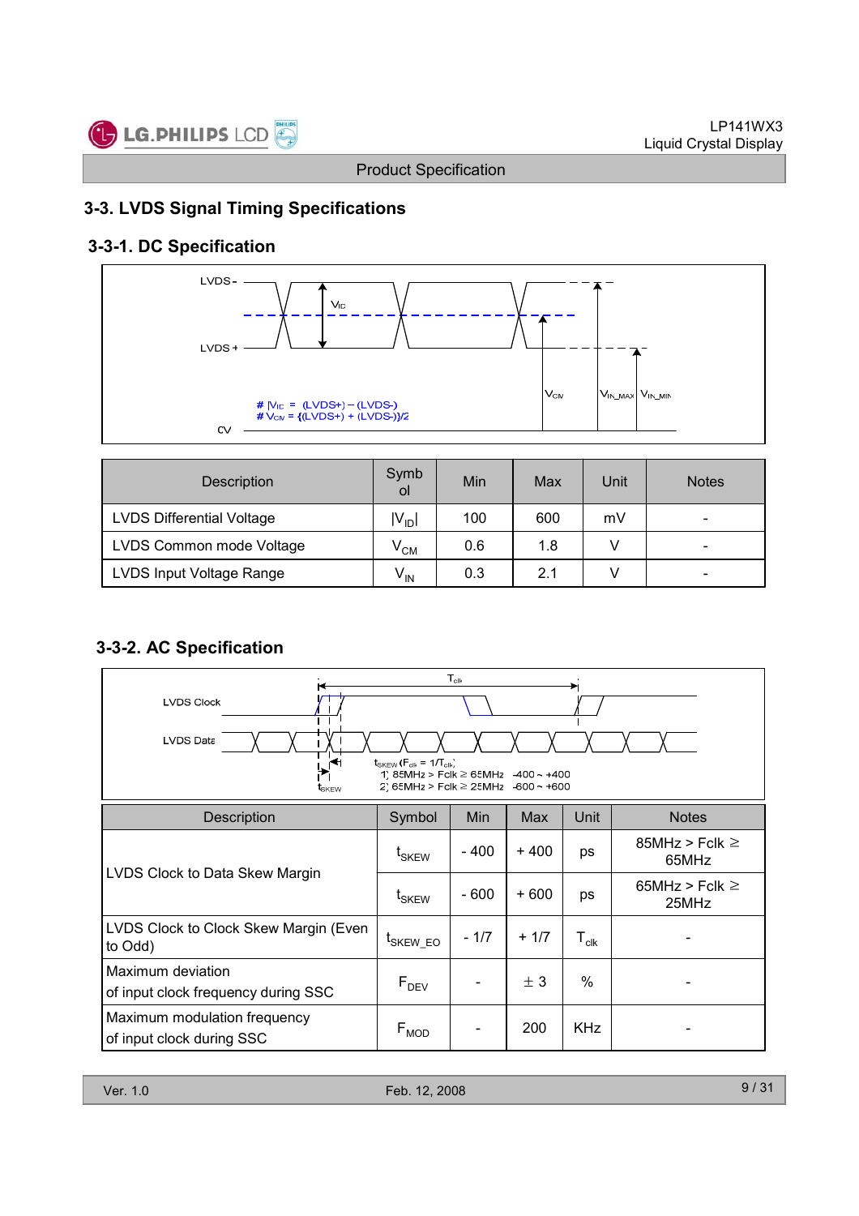## 3-3. LVDS Signal Timing Specifications

### 3-3-1. DC Specification

LVDS -

$V_{ID}$

LVDS +

# $|V_{ID}|$ = (LVDS+) – (LVDS-)
# $V_{CM}$ = {(LVDS+) + (LVDS-)}/2

0V

$V_{CM}$ $V_{IN\_MAX}$ $V_{IN\_MIN}$

| Description | Symbol | Min | Max | Unit | Notes |
|---|---|---|---|---|---|
| LVDS Differential Voltage | $\|V_{ID}\|$ | 100 | 600 | mV | - |
| LVDS Common mode Voltage | $V_{CM}$ | 0.6 | 1.8 | V | - |
| LVDS Input Voltage Range | $V_{IN}$ | 0.3 | 2.1 | V | - |

### 3-3-2. AC Specification

$T_{clk}$

LVDS Clock

LVDS Data

$t_{SKEW}$ ($F_{clk}$ = 1/$T_{clk}$)
1) 85MHz > Fclk ≥ 65MHz : -400 ~ +400
2) 65MHz > Fclk ≥ 25MHz : -600 ~ +600

$t_{SKEW}$

| Description | Symbol | Min | Max | Unit | Notes |
|---|---|---|---|---|---|
| LVDS Clock to Data Skew Margin | $t_{SKEW}$ | - 400 | + 400 | ps | 85MHz > Fclk ≥ 65MHz |
| | $t_{SKEW}$ | - 600 | + 600 | ps | 65MHz > Fclk ≥ 25MHz |
| LVDS Clock to Clock Skew Margin (Even to Odd) | $t_{SKEW\_EO}$ | - 1/7 | + 1/7 | $T_{clk}$ | - |
| Maximum deviation of input clock frequency during SSC | $F_{DEV}$ | - | ± 3 | % | - |
| Maximum modulation frequency of input clock during SSC | $F_{MOD}$ | - | 200 | KHz | - |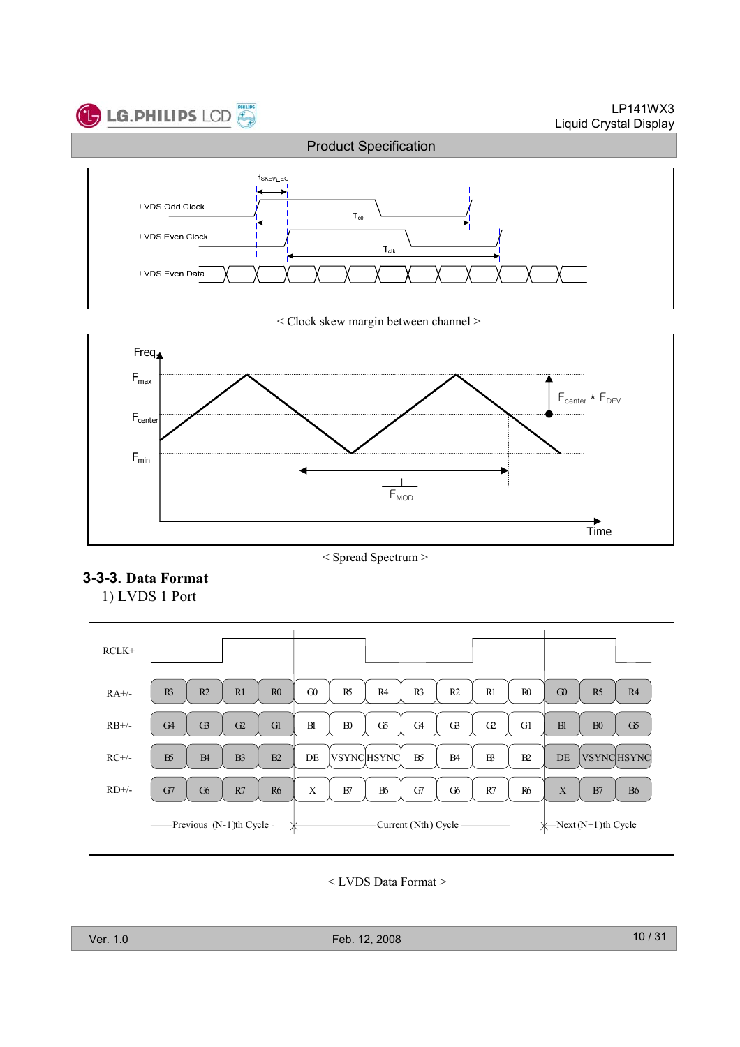LVDS Odd Clock

$t_{SKEW\_EO}$

$T_{clk}$

LVDS Even Clock

$T_{clk}$

LVDS Even Data

< Clock skew margin between channel >

Freq

$F_{max}$

$F_{center}$

$F_{min}$

$F_{center} * F_{DEV}$

$\frac{1}{F_{MOD}}$

Time

< Spread Spectrum >

### 3-3-3. Data Format

1) LVDS 1 Port

| RCLK+ | | | | | | | | | | | | | | |
|---|---|---|---|---|---|---|---|---|---|---|---|---|---|---|
| RA+/- | R3 | R2 | R1 | R0 | G0 | R5 | R4 | R3 | R2 | R1 | R0 | G0 | R5 | R4 |
| RB+/- | G4 | G3 | G2 | G1 | B1 | B0 | G5 | G4 | G3 | G2 | G1 | B1 | B0 | G5 |
| RC+/- | B5 | B4 | B3 | B2 | DE | VSYNC | HSYNC | B5 | B4 | B3 | B2 | DE | VSYNC | HSYNC |
| RD+/- | G7 | G6 | R7 | R6 | X | B7 | B6 | G7 | G6 | R7 | R6 | X | B7 | B6 |

Previous (N-1)th Cycle — Current (Nth) Cycle — Next (N+1)th Cycle

< LVDS Data Format >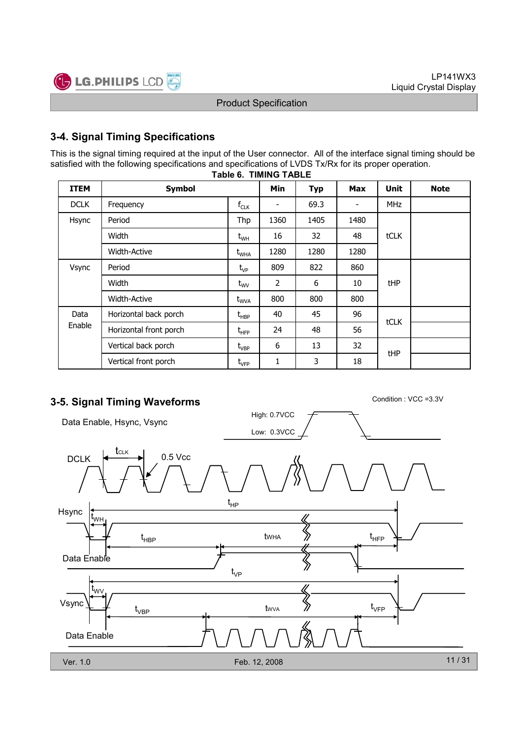## 3-4. Signal Timing Specifications

This is the signal timing required at the input of the User connector. All of the interface signal timing should be satisfied with the following specifications and specifications of LVDS Tx/Rx for its proper operation.

**Table 6. TIMING TABLE**

| ITEM | Symbol | | Min | Typ | Max | Unit | Note |
|---|---|---|---|---|---|---|---|
| DCLK | Frequency | $f_{CLK}$ | - | 69.3 | - | MHz | |
| Hsync | Period | Thp | 1360 | 1405 | 1480 | tCLK | |
| | Width | $t_{WH}$ | 16 | 32 | 48 | | |
| | Width-Active | $t_{WHA}$ | 1280 | 1280 | 1280 | | |
| Vsync | Period | $t_{VP}$ | 809 | 822 | 860 | tHP | |
| | Width | $t_{WV}$ | 2 | 6 | 10 | | |
| | Width-Active | $t_{WVA}$ | 800 | 800 | 800 | | |
| Data Enable | Horizontal back porch | $t_{HBP}$ | 40 | 45 | 96 | tCLK | |
| | Horizontal front porch | $t_{HFP}$ | 24 | 48 | 56 | | |
| | Vertical back porch | $t_{VBP}$ | 6 | 13 | 32 | tHP | |
| | Vertical front porch | $t_{VFP}$ | 1 | 3 | 18 | | |

## 3-5. Signal Timing Waveforms

Condition : VCC =3.3V

Data Enable, Hsync, Vsync

High: 0.7VCC

Low: 0.3VCC

DCLK — $t_{CLK}$, 0.5 Vcc

Hsync — $t_{HP}$, $t_{WH}$, $t_{HBP}$, tWHA, $t_{HFP}$

Data Enable

Vsync — $t_{VP}$, $t_{WV}$, $t_{VBP}$, tWVA, $t_{VFP}$

Data Enable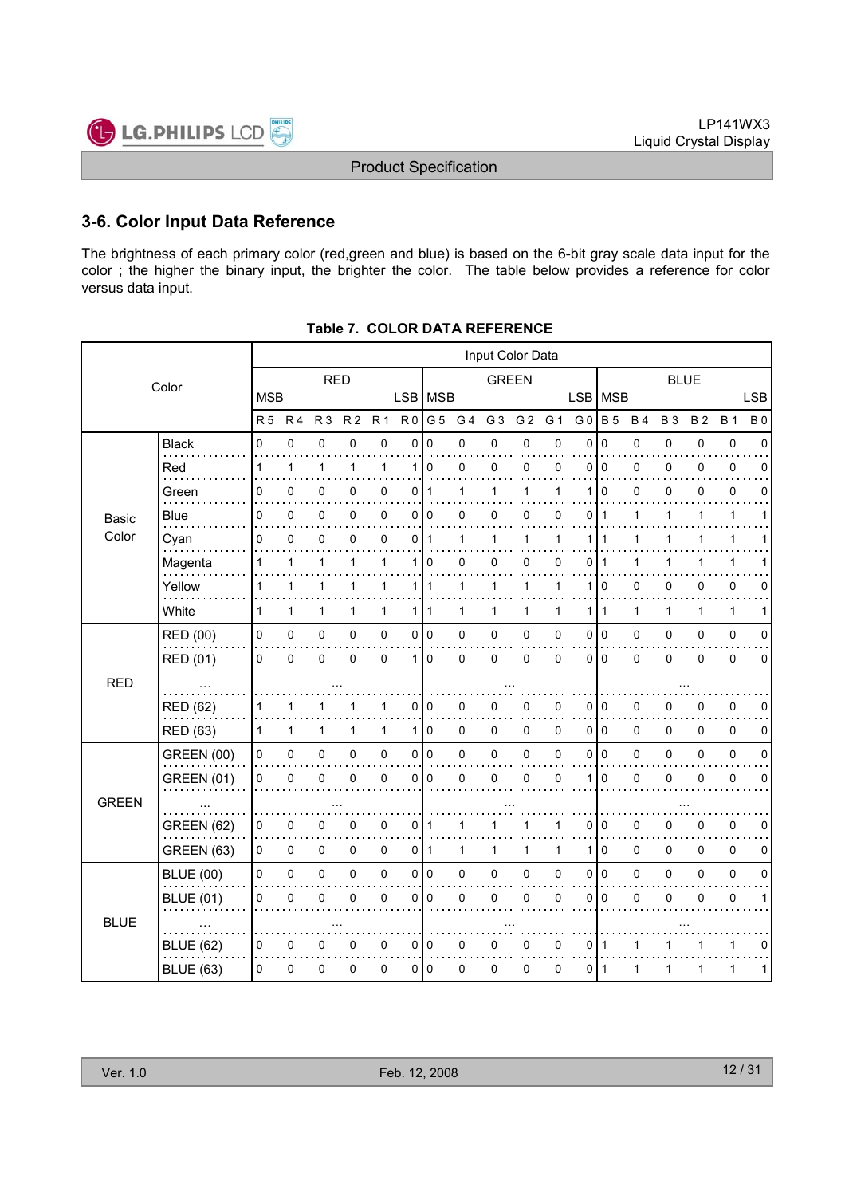## 3-6. Color Input Data Reference

The brightness of each primary color (red,green and blue) is based on the 6-bit gray scale data input for the color ; the higher the binary input, the brighter the color. The table below provides a reference for color versus data input.

**Table 7. COLOR DATA REFERENCE**

| Color | | Input Color Data | | | | | | | | | | | | | | | | | |
|---|---|---|---|---|---|---|---|---|---|---|---|---|---|---|---|---|---|---|---|
| | | RED | | | | | | GREEN | | | | | | BLUE | | | | | |
| | | MSB | | | | | LSB | MSB | | | | | LSB | MSB | | | | | LSB |
| | | R 5 | R 4 | R 3 | R 2 | R 1 | R 0 | G 5 | G 4 | G 3 | G 2 | G 1 | G 0 | B 5 | B 4 | B 3 | B 2 | B 1 | B 0 |
| Basic Color | Black | 0 | 0 | 0 | 0 | 0 | 0 | 0 | 0 | 0 | 0 | 0 | 0 | 0 | 0 | 0 | 0 | 0 | 0 |
| | Red | 1 | 1 | 1 | 1 | 1 | 1 | 0 | 0 | 0 | 0 | 0 | 0 | 0 | 0 | 0 | 0 | 0 | 0 |
| | Green | 0 | 0 | 0 | 0 | 0 | 0 | 1 | 1 | 1 | 1 | 1 | 1 | 0 | 0 | 0 | 0 | 0 | 0 |
| | Blue | 0 | 0 | 0 | 0 | 0 | 0 | 0 | 0 | 0 | 0 | 0 | 0 | 1 | 1 | 1 | 1 | 1 | 1 |
| | Cyan | 0 | 0 | 0 | 0 | 0 | 0 | 1 | 1 | 1 | 1 | 1 | 1 | 1 | 1 | 1 | 1 | 1 | 1 |
| | Magenta | 1 | 1 | 1 | 1 | 1 | 1 | 0 | 0 | 0 | 0 | 0 | 0 | 1 | 1 | 1 | 1 | 1 | 1 |
| | Yellow | 1 | 1 | 1 | 1 | 1 | 1 | 1 | 1 | 1 | 1 | 1 | 1 | 0 | 0 | 0 | 0 | 0 | 0 |
| | White | 1 | 1 | 1 | 1 | 1 | 1 | 1 | 1 | 1 | 1 | 1 | 1 | 1 | 1 | 1 | 1 | 1 | 1 |
| RED | RED (00) | 0 | 0 | 0 | 0 | 0 | 0 | 0 | 0 | 0 | 0 | 0 | 0 | 0 | 0 | 0 | 0 | 0 | 0 |
| | RED (01) | 0 | 0 | 0 | 0 | 0 | 1 | 0 | 0 | 0 | 0 | 0 | 0 | 0 | 0 | 0 | 0 | 0 | 0 |
| | ... | ... | | | | | | ... | | | | | | ... | | | | | |
| | RED (62) | 1 | 1 | 1 | 1 | 1 | 0 | 0 | 0 | 0 | 0 | 0 | 0 | 0 | 0 | 0 | 0 | 0 | 0 |
| | RED (63) | 1 | 1 | 1 | 1 | 1 | 1 | 0 | 0 | 0 | 0 | 0 | 0 | 0 | 0 | 0 | 0 | 0 | 0 |
| GREEN | GREEN (00) | 0 | 0 | 0 | 0 | 0 | 0 | 0 | 0 | 0 | 0 | 0 | 0 | 0 | 0 | 0 | 0 | 0 | 0 |
| | GREEN (01) | 0 | 0 | 0 | 0 | 0 | 0 | 0 | 0 | 0 | 0 | 0 | 1 | 0 | 0 | 0 | 0 | 0 | 0 |
| | ... | ... | | | | | | ... | | | | | | ... | | | | | |
| | GREEN (62) | 0 | 0 | 0 | 0 | 0 | 0 | 1 | 1 | 1 | 1 | 1 | 0 | 0 | 0 | 0 | 0 | 0 | 0 |
| | GREEN (63) | 0 | 0 | 0 | 0 | 0 | 0 | 1 | 1 | 1 | 1 | 1 | 1 | 0 | 0 | 0 | 0 | 0 | 0 |
| BLUE | BLUE (00) | 0 | 0 | 0 | 0 | 0 | 0 | 0 | 0 | 0 | 0 | 0 | 0 | 0 | 0 | 0 | 0 | 0 | 0 |
| | BLUE (01) | 0 | 0 | 0 | 0 | 0 | 0 | 0 | 0 | 0 | 0 | 0 | 0 | 0 | 0 | 0 | 0 | 0 | 1 |
| | ... | ... | | | | | | ... | | | | | | ... | | | | | |
| | BLUE (62) | 0 | 0 | 0 | 0 | 0 | 0 | 0 | 0 | 0 | 0 | 0 | 0 | 1 | 1 | 1 | 1 | 1 | 0 |
| | BLUE (63) | 0 | 0 | 0 | 0 | 0 | 0 | 0 | 0 | 0 | 0 | 0 | 0 | 1 | 1 | 1 | 1 | 1 | 1 |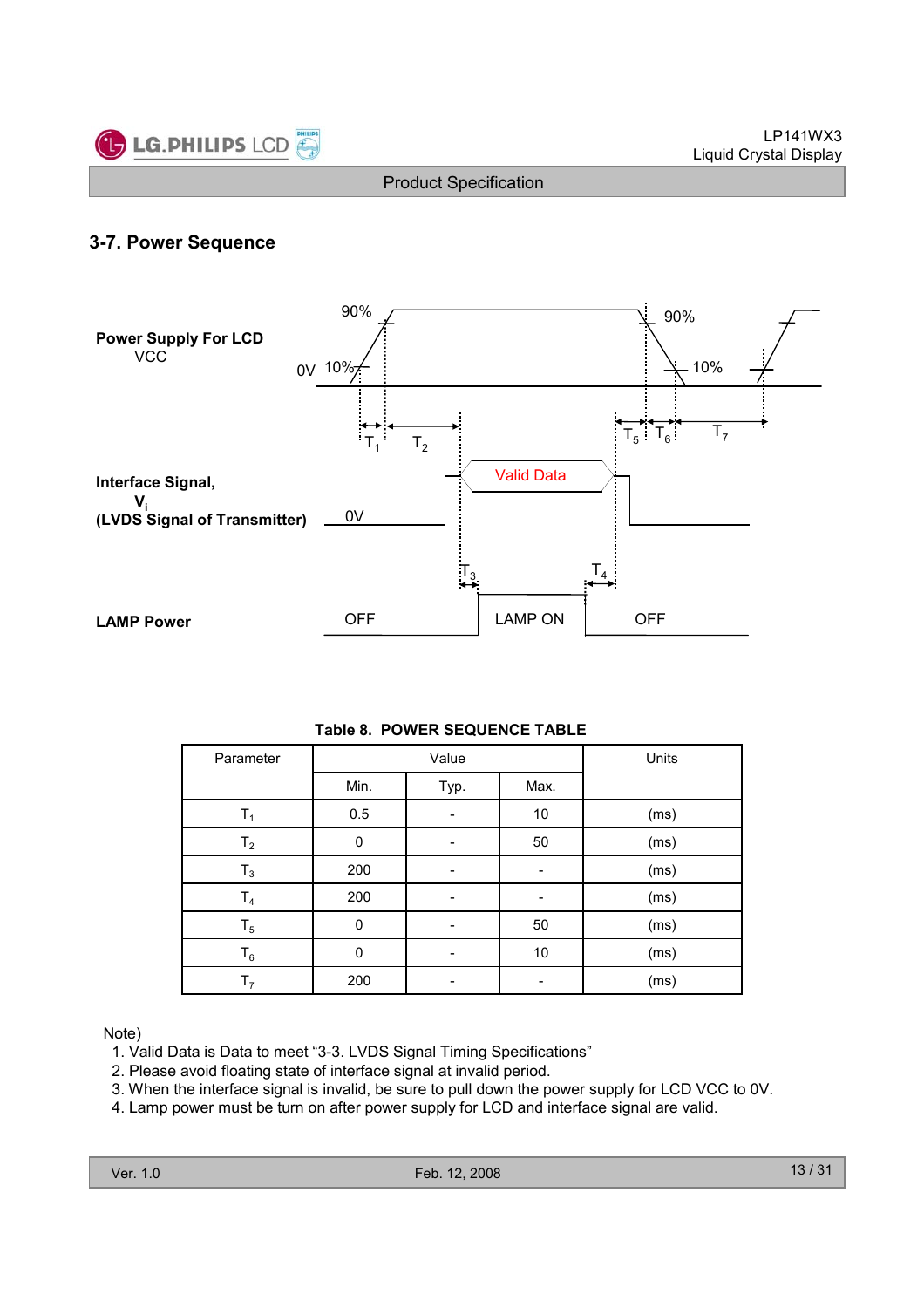## 3-7. Power Sequence

**Power Supply For LCD**
VCC

90% 90%
0V 10% 10%

$T_1$ $T_2$ $T_5$ $T_6$ $T_7$

**Interface Signal,**
$V_i$
**(LVDS Signal of Transmitter)**

0V Valid Data

$T_3$ $T_4$

**LAMP Power**

OFF LAMP ON OFF

**Table 8. POWER SEQUENCE TABLE**

| Parameter | Value | | | Units |
|---|---|---|---|---|
| | Min. | Typ. | Max. | |
| $T_1$ | 0.5 | - | 10 | (ms) |
| $T_2$ | 0 | - | 50 | (ms) |
| $T_3$ | 200 | - | - | (ms) |
| $T_4$ | 200 | - | - | (ms) |
| $T_5$ | 0 | - | 50 | (ms) |
| $T_6$ | 0 | - | 10 | (ms) |
| $T_7$ | 200 | - | - | (ms) |

Note)
1. Valid Data is Data to meet “3-3. LVDS Signal Timing Specifications”
2. Please avoid floating state of interface signal at invalid period.
3. When the interface signal is invalid, be sure to pull down the power supply for LCD VCC to 0V.
4. Lamp power must be turn on after power supply for LCD and interface signal are valid.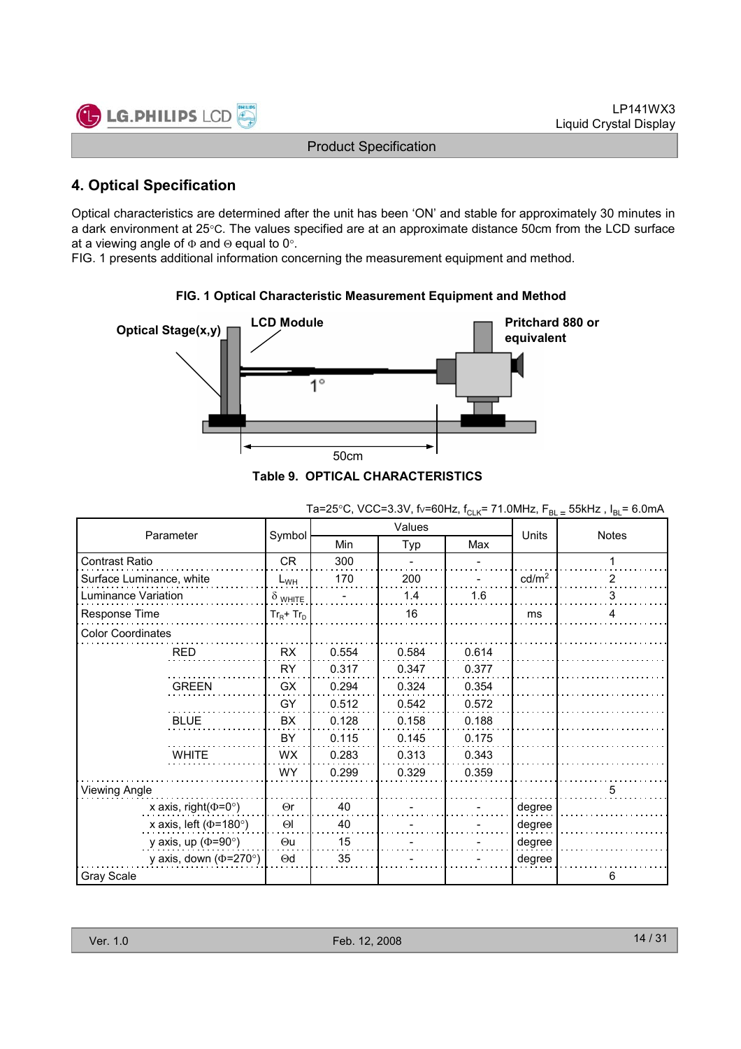## 4. Optical Specification

Optical characteristics are determined after the unit has been 'ON' and stable for approximately 30 minutes in a dark environment at 25°C. The values specified are at an approximate distance 50cm from the LCD surface at a viewing angle of Φ and Θ equal to 0°.
FIG. 1 presents additional information concerning the measurement equipment and method.

**FIG. 1 Optical Characteristic Measurement Equipment and Method**

Optical Stage(x,y) — LCD Module — Pritchard 880 or equivalent — 1° — 50cm

**Table 9. OPTICAL CHARACTERISTICS**

Ta=25°C, VCC=3.3V, fv=60Hz, $f_{CLK}$= 71.0MHz, $F_{BL}$ = 55kHz , $I_{BL}$= 6.0mA

| Parameter | | Symbol | Values | | | Units | Notes |
|---|---|---|---|---|---|---|---|
| | | | Min | Typ | Max | | |
| Contrast Ratio | | CR | 300 | - | - | | 1 |
| Surface Luminance, white | | $L_{WH}$ | 170 | 200 | - | cd/m² | 2 |
| Luminance Variation | | $\delta_{WHITE}$ | - | 1.4 | 1.6 | | 3 |
| Response Time | | $Tr_R + Tr_D$ | | 16 | | ms | 4 |
| Color Coordinates | | | | | | | |
| | RED | RX | 0.554 | 0.584 | 0.614 | | |
| | | RY | 0.317 | 0.347 | 0.377 | | |
| | GREEN | GX | 0.294 | 0.324 | 0.354 | | |
| | | GY | 0.512 | 0.542 | 0.572 | | |
| | BLUE | BX | 0.128 | 0.158 | 0.188 | | |
| | | BY | 0.115 | 0.145 | 0.175 | | |
| | WHITE | WX | 0.283 | 0.313 | 0.343 | | |
| | | WY | 0.299 | 0.329 | 0.359 | | |
| Viewing Angle | | | | | | | 5 |
| | x axis, right(Φ=0°) | Θr | 40 | - | - | degree | |
| | x axis, left (Φ=180°) | Θl | 40 | - | - | degree | |
| | y axis, up (Φ=90°) | Θu | 15 | - | - | degree | |
| | y axis, down (Φ=270°) | Θd | 35 | - | - | degree | |
| Gray Scale | | | | | | | 6 |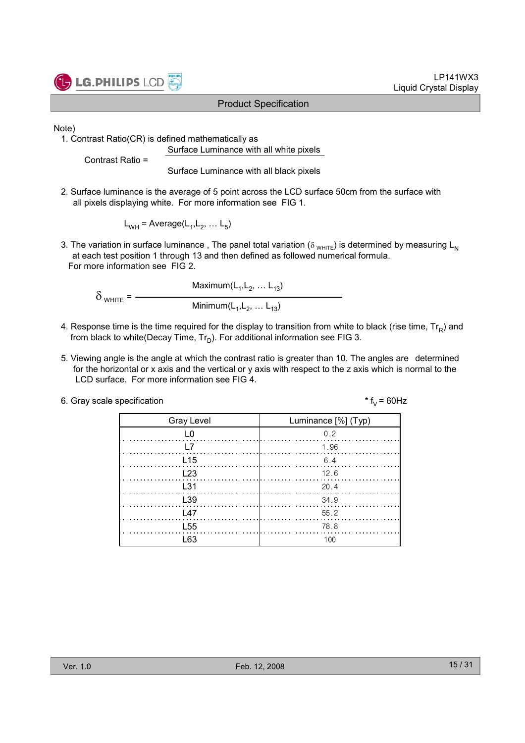Note)

1. Contrast Ratio(CR) is defined mathematically as

$$\text{Contrast Ratio} = \frac{\text{Surface Luminance with all white pixels}}{\text{Surface Luminance with all black pixels}}$$

2. Surface luminance is the average of 5 point across the LCD surface 50cm from the surface with all pixels displaying white. For more information see FIG 1.

$$L_{WH} = \text{Average}(L_1, L_2, \dots L_5)$$

3. The variation in surface luminance , The panel total variation ($\delta_{WHITE}$) is determined by measuring $L_N$ at each test position 1 through 13 and then defined as followed numerical formula. For more information see FIG 2.

$$\delta_{WHITE} = \frac{\text{Maximum}(L_1, L_2, \dots L_{13})}{\text{Minimum}(L_1, L_2, \dots L_{13})}$$

4. Response time is the time required for the display to transition from white to black (rise time, $Tr_R$) and from black to white(Decay Time, $Tr_D$). For additional information see FIG 3.

5. Viewing angle is the angle at which the contrast ratio is greater than 10. The angles are determined for the horizontal or x axis and the vertical or y axis with respect to the z axis which is normal to the LCD surface. For more information see FIG 4.

6. Gray scale specification

\* $f_V$ = 60Hz

| Gray Level | Luminance [%] (Typ) |
|---|---|
| L0 | 0.2 |
| L7 | 1.96 |
| L15 | 6.4 |
| L23 | 12.6 |
| L31 | 20.4 |
| L39 | 34.9 |
| L47 | 55.2 |
| L55 | 78.8 |
| L63 | 100 |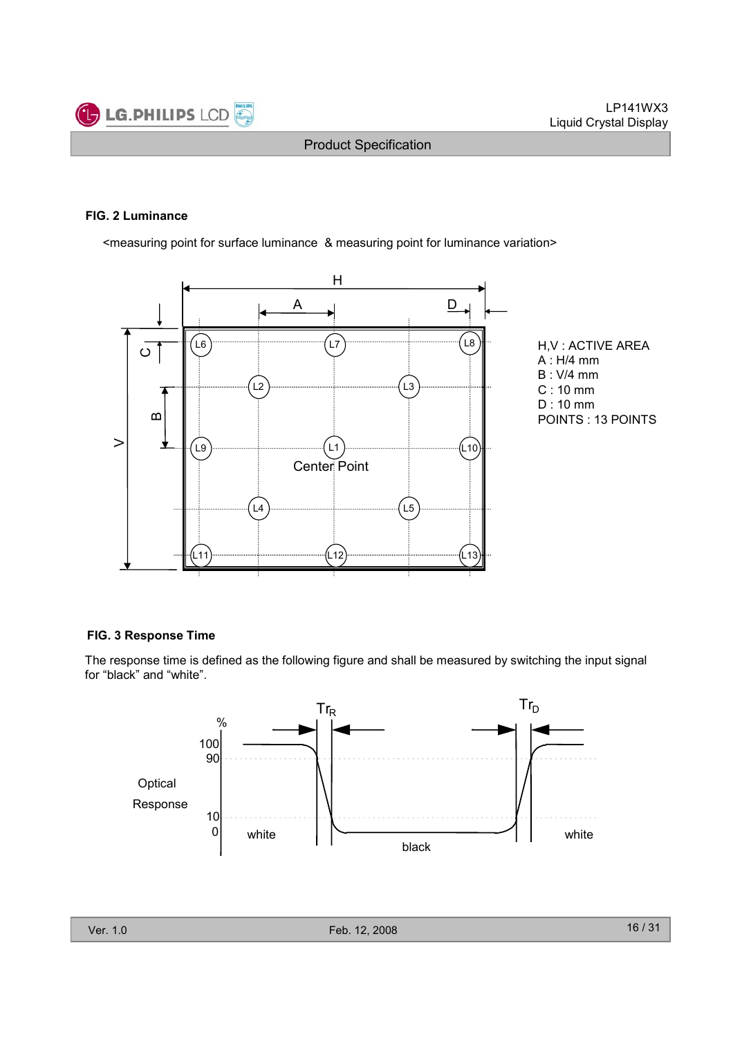**FIG. 2 Luminance**

<measuring point for surface luminance & measuring point for luminance variation>

H,V : ACTIVE AREA
A : H/4 mm
B : V/4 mm
C : 10 mm
D : 10 mm
POINTS : 13 POINTS

**FIG. 3 Response Time**

The response time is defined as the following figure and shall be measured by switching the input signal for “black” and “white”.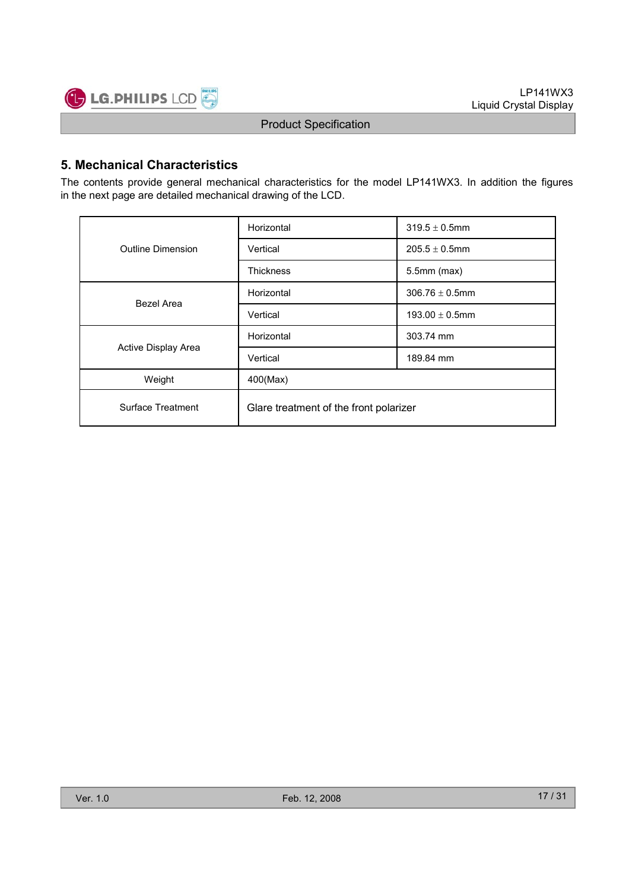## 5. Mechanical Characteristics

The contents provide general mechanical characteristics for the model LP141WX3. In addition the figures in the next page are detailed mechanical drawing of the LCD.

| | | |
|---|---|---|
| Outline Dimension | Horizontal | 319.5 ± 0.5mm |
| | Vertical | 205.5 ± 0.5mm |
| | Thickness | 5.5mm (max) |
| Bezel Area | Horizontal | 306.76 ± 0.5mm |
| | Vertical | 193.00 ± 0.5mm |
| Active Display Area | Horizontal | 303.74 mm |
| | Vertical | 189.84 mm |
| Weight | 400(Max) | |
| Surface Treatment | Glare treatment of the front polarizer | |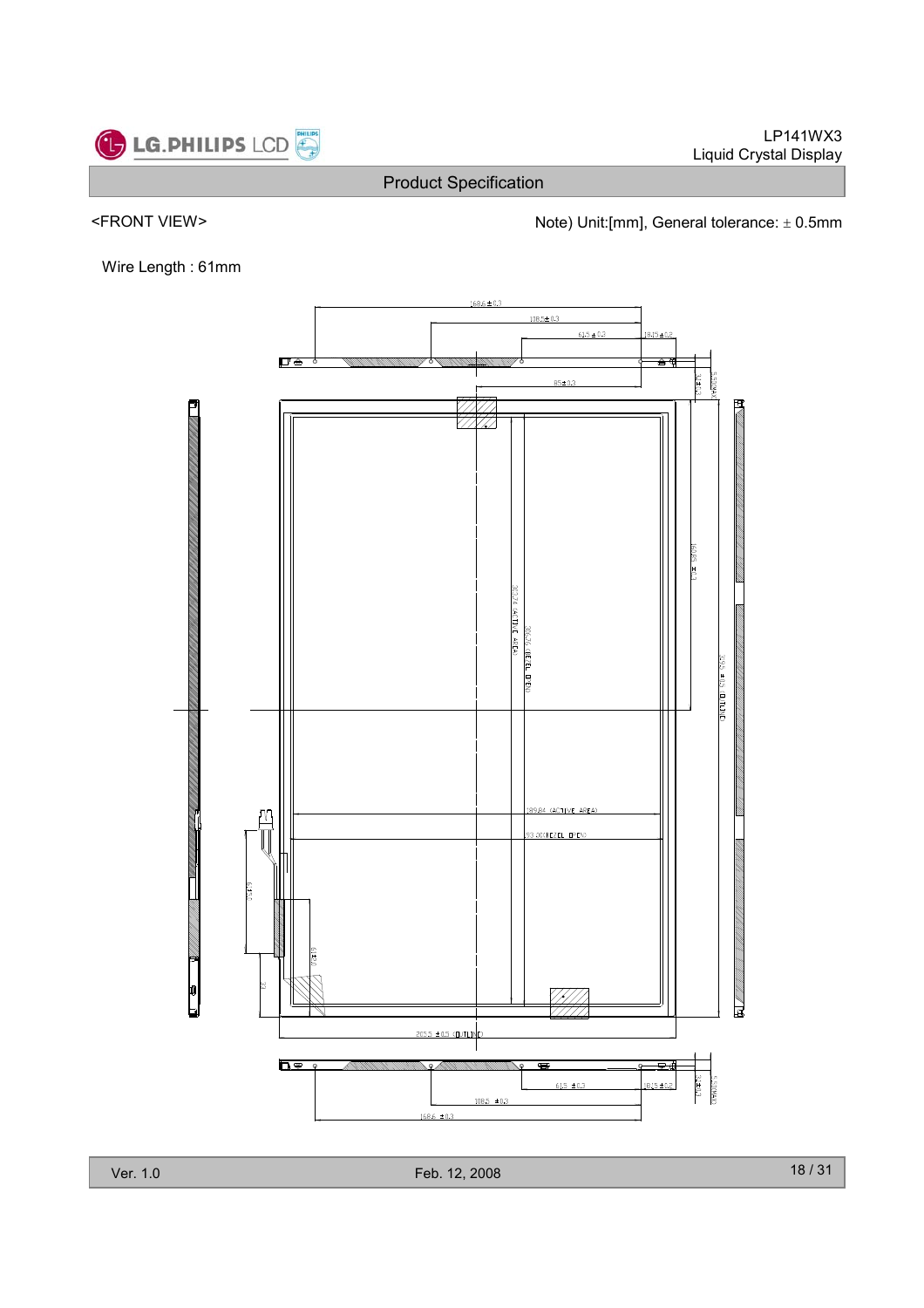<FRONT VIEW>

Note) Unit:[mm], General tolerance: ± 0.5mm

Wire Length : 61mm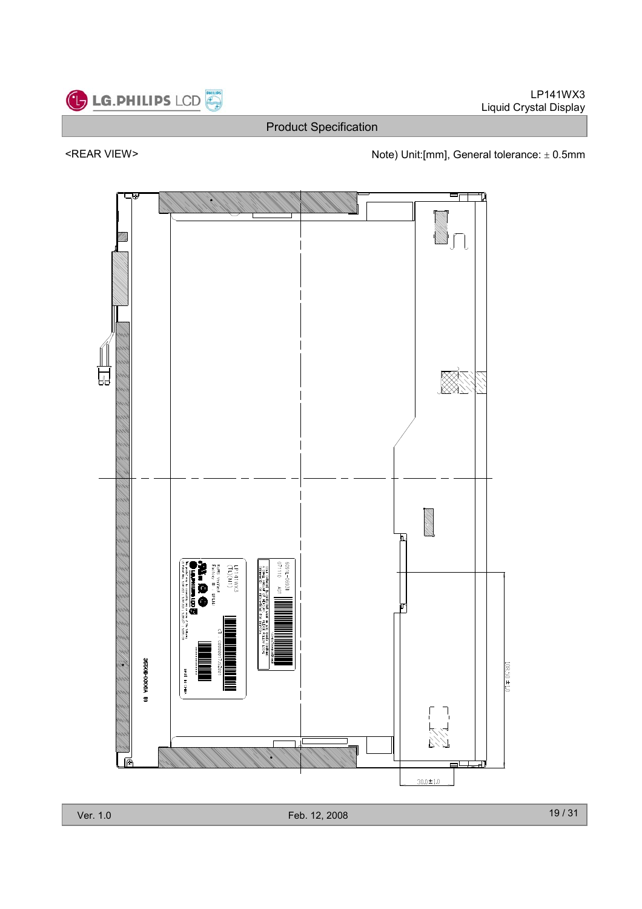<REAR VIEW>

Note) Unit:[mm], General tolerance: ± 0.5mm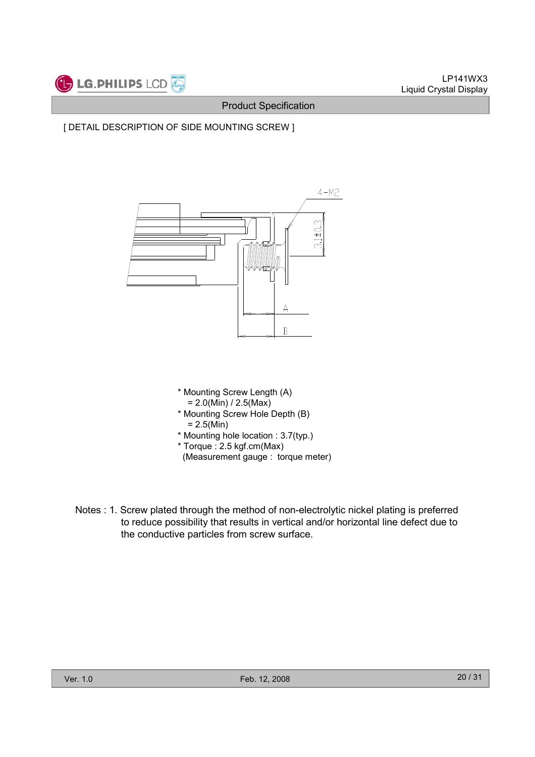[ DETAIL DESCRIPTION OF SIDE MOUNTING SCREW ]

* Mounting Screw Length (A)
  = 2.0(Min) / 2.5(Max)
* Mounting Screw Hole Depth (B)
  = 2.5(Min)
* Mounting hole location : 3.7(typ.)
* Torque : 2.5 kgf.cm(Max)
  (Measurement gauge : torque meter)

Notes : 1. Screw plated through the method of non-electrolytic nickel plating is preferred to reduce possibility that results in vertical and/or horizontal line defect due to the conductive particles from screw surface.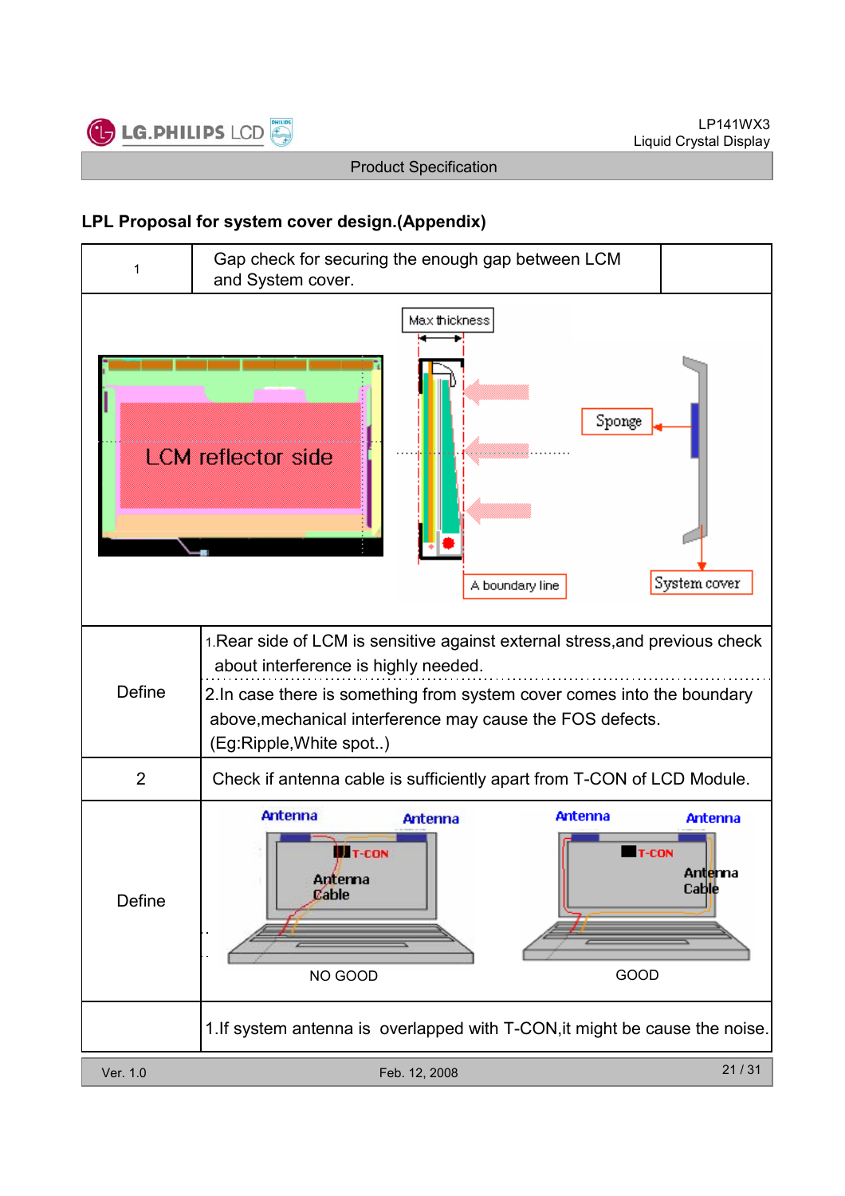## LPL Proposal for system cover design.(Appendix)

| 1 | Gap check for securing the enough gap between LCM and System cover. |
|---|---|
| | Max thickness<br>LCM reflector side<br>Sponge<br>A boundary line<br>System cover |
| Define | 1.Rear side of LCM is sensitive against external stress,and previous check about interference is highly needed.<br>2.In case there is something from system cover comes into the boundary above,mechanical interference may cause the FOS defects. (Eg:Ripple,White spot..) |
| 2 | Check if antenna cable is sufficiently apart from T-CON of LCD Module. |
| Define | Antenna, Antenna, T-CON, Antenna Cable — NO GOOD<br>Antenna, Antenna, T-CON, Antenna Cable — GOOD |
| | 1.If system antenna is overlapped with T-CON,it might be cause the noise. |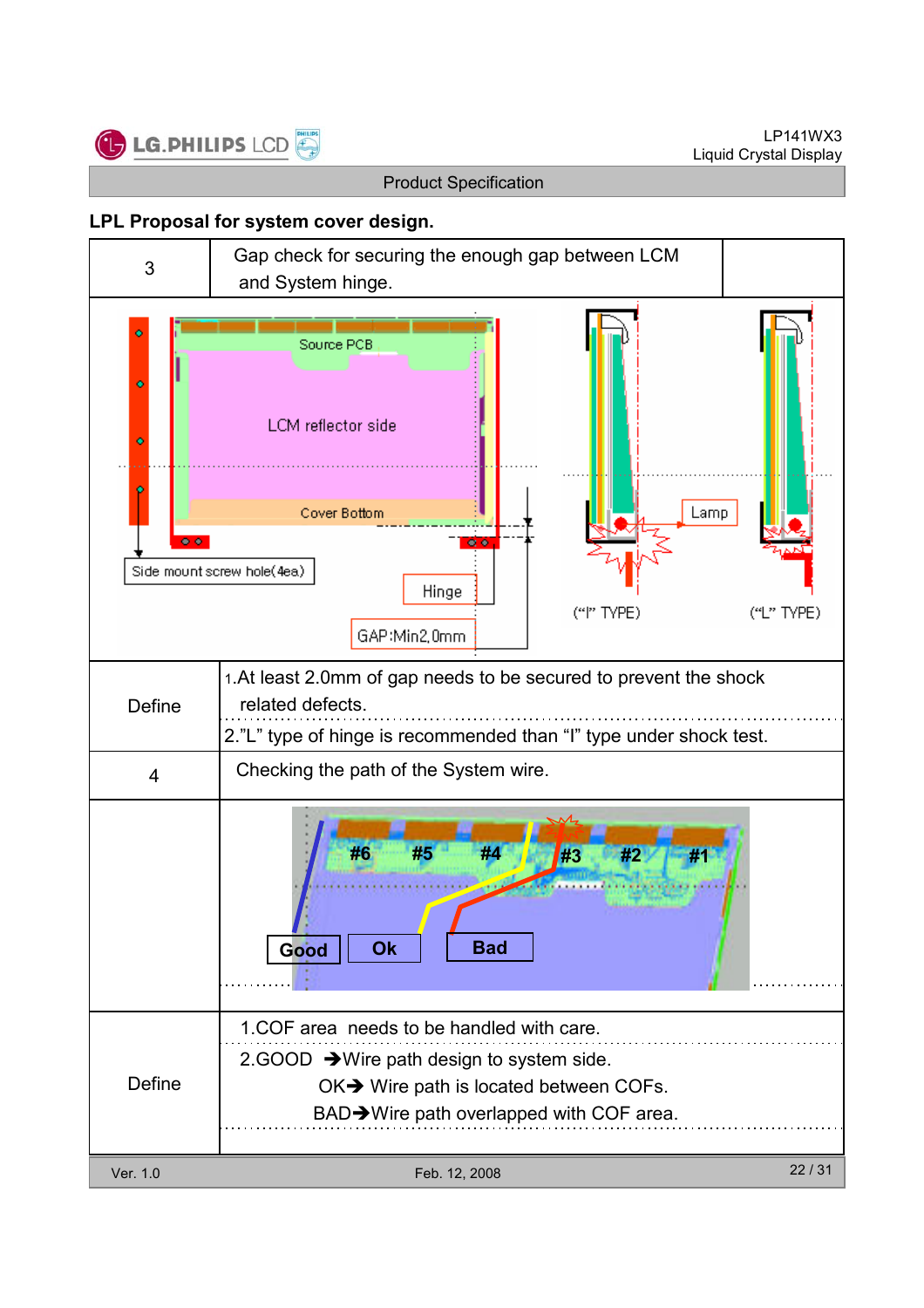## LPL Proposal for system cover design.

| 3 | Gap check for securing the enough gap between LCM and System hinge. |
|---|---|
| | Source PCB<br>LCM reflector side<br>Cover Bottom<br>Side mount screw hole(4ea)<br>Hinge<br>GAP:Min2.0mm<br>Lamp<br>("I" TYPE) ("L" TYPE) |
| Define | 1.At least 2.0mm of gap needs to be secured to prevent the shock related defects.<br>2."L" type of hinge is recommended than "I" type under shock test. |
| 4 | Checking the path of the System wire. |
| | #6 #5 #4 #3 #2 #1<br>Good Ok Bad |
| Define | 1.COF area needs to be handled with care.<br>2.GOOD ➔Wire path design to system side.<br>OK➔ Wire path is located between COFs.<br>BAD➔Wire path overlapped with COF area. |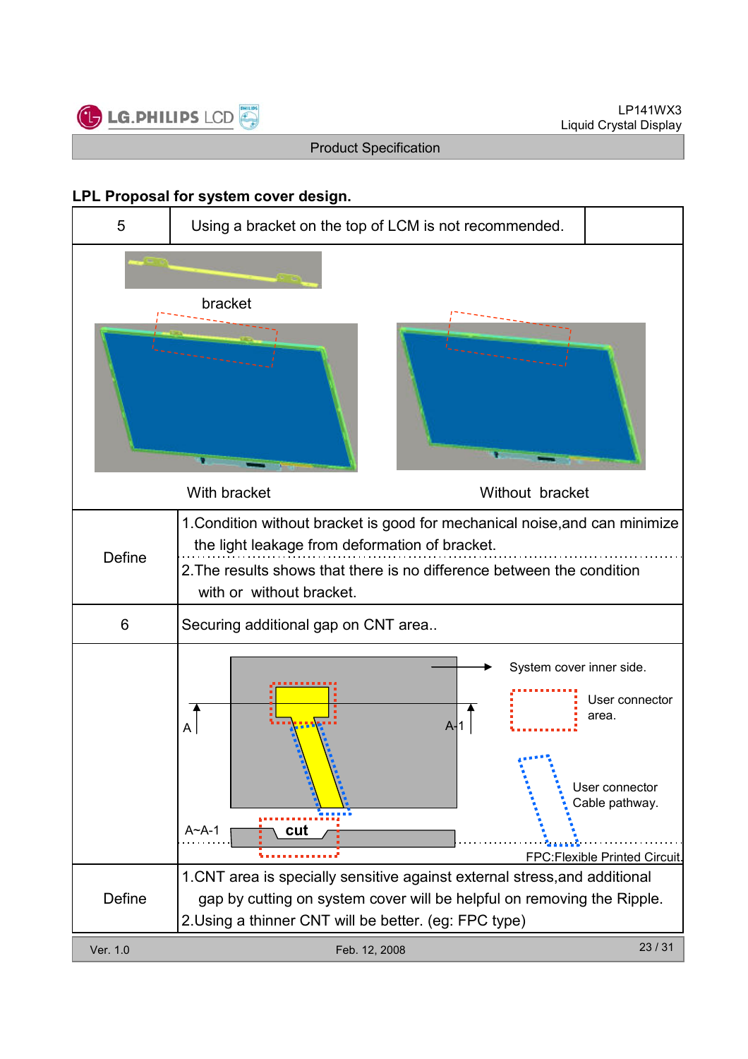## LPL Proposal for system cover design.

| 5 | Using a bracket on the top of LCM is not recommended. |
|---|---|
| | bracket<br>With bracket &nbsp;&nbsp;&nbsp; Without bracket |
| Define | 1.Condition without bracket is good for mechanical noise,and can minimize the light leakage from deformation of bracket.<br>2.The results shows that there is no difference between the condition with or without bracket. |
| 6 | Securing additional gap on CNT area.. |
| | System cover inner side.<br>A &nbsp; A-1<br>User connector area.<br>User connector Cable pathway.<br>A~A-1 &nbsp; cut<br>FPC:Flexible Printed Circuit. |
| Define | 1.CNT area is specially sensitive against external stress,and additional gap by cutting on system cover will be helpful on removing the Ripple.<br>2.Using a thinner CNT will be better. (eg: FPC type) |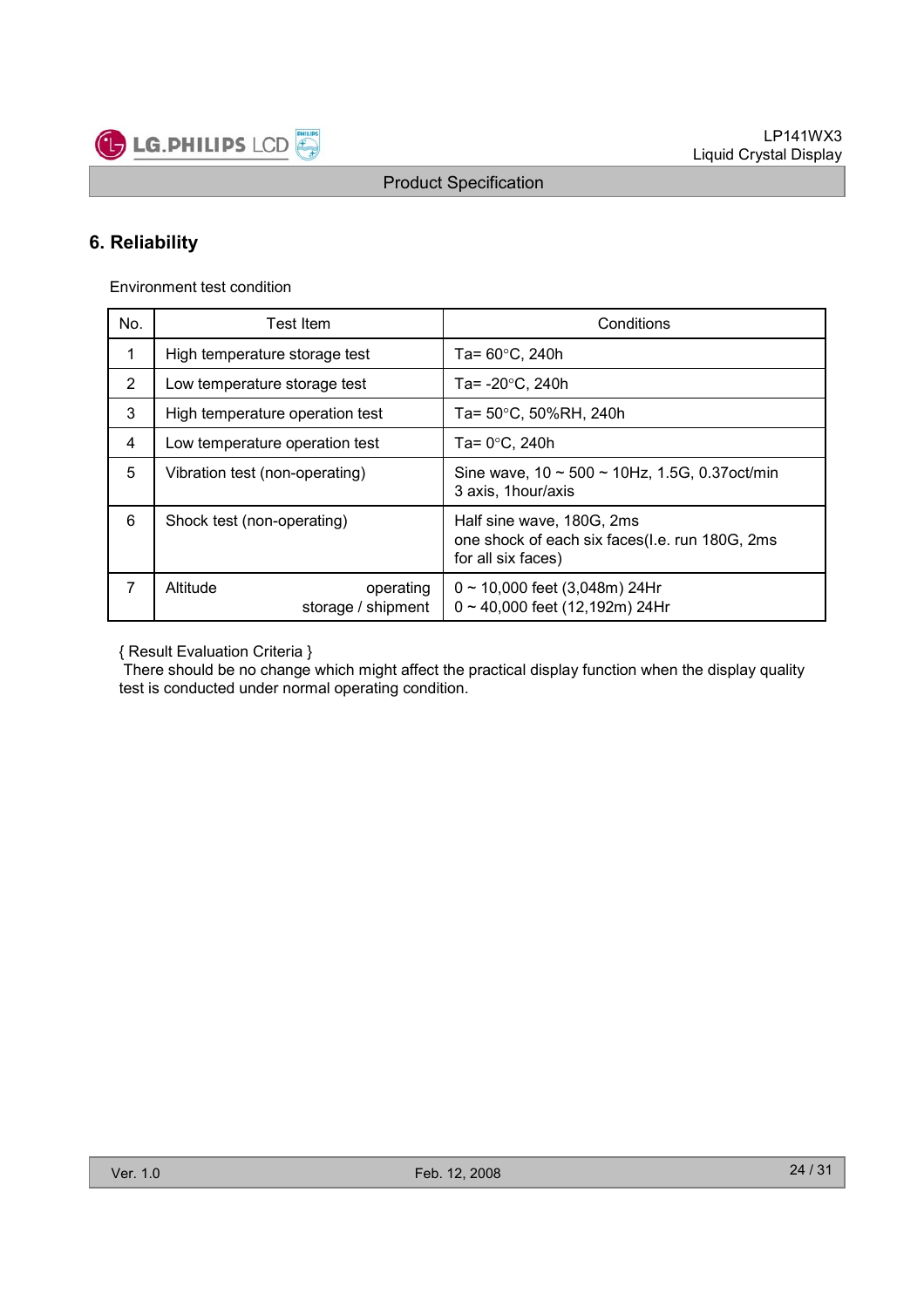## 6. Reliability

Environment test condition

| No. | Test Item | Conditions |
|---|---|---|
| 1 | High temperature storage test | Ta= 60°C, 240h |
| 2 | Low temperature storage test | Ta= -20°C, 240h |
| 3 | High temperature operation test | Ta= 50°C, 50%RH, 240h |
| 4 | Low temperature operation test | Ta= 0°C, 240h |
| 5 | Vibration test (non-operating) | Sine wave, 10 ~ 500 ~ 10Hz, 1.5G, 0.37oct/min<br>3 axis, 1hour/axis |
| 6 | Shock test (non-operating) | Half sine wave, 180G, 2ms<br>one shock of each six faces(I.e. run 180G, 2ms for all six faces) |
| 7 | Altitude operating<br>storage / shipment | 0 ~ 10,000 feet (3,048m) 24Hr<br>0 ~ 40,000 feet (12,192m) 24Hr |

{ Result Evaluation Criteria }
There should be no change which might affect the practical display function when the display quality test is conducted under normal operating condition.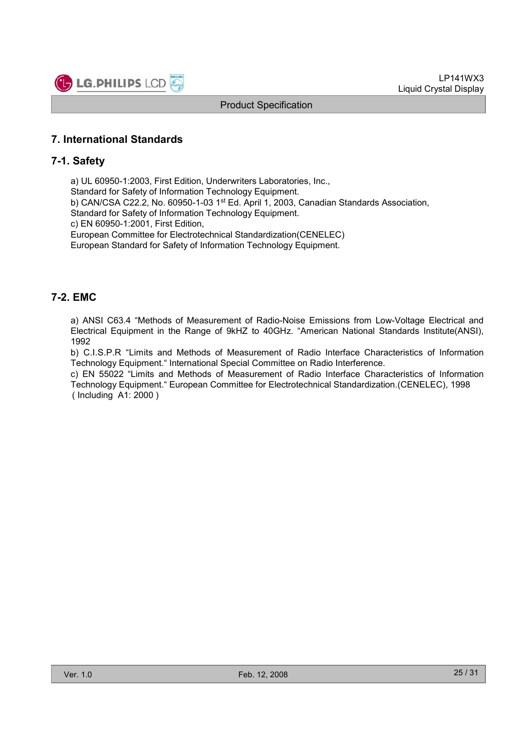## 7. International Standards

### 7-1. Safety

a) UL 60950-1:2003, First Edition, Underwriters Laboratories, Inc.,
Standard for Safety of Information Technology Equipment.
b) CAN/CSA C22.2, No. 60950-1-03 1st Ed. April 1, 2003, Canadian Standards Association,
Standard for Safety of Information Technology Equipment.
c) EN 60950-1:2001, First Edition,
European Committee for Electrotechnical Standardization(CENELEC)
European Standard for Safety of Information Technology Equipment.

### 7-2. EMC

a) ANSI C63.4 "Methods of Measurement of Radio-Noise Emissions from Low-Voltage Electrical and Electrical Equipment in the Range of 9kHZ to 40GHz. "American National Standards Institute(ANSI), 1992
b) C.I.S.P.R "Limits and Methods of Measurement of Radio Interface Characteristics of Information Technology Equipment." International Special Committee on Radio Interference.
c) EN 55022 "Limits and Methods of Measurement of Radio Interface Characteristics of Information Technology Equipment." European Committee for Electrotechnical Standardization.(CENELEC), 1998 ( Including A1: 2000 )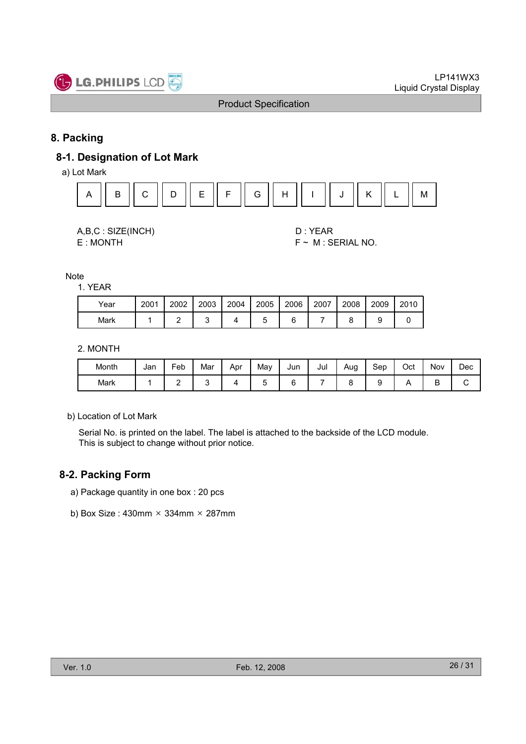# 8. Packing

## 8-1. Designation of Lot Mark

a) Lot Mark

| A | B | C | D | E | F | G | H | I | J | K | L | M |
|---|---|---|---|---|---|---|---|---|---|---|---|---|

A,B,C : SIZE(INCH)

D : YEAR

E : MONTH

F ~ M : SERIAL NO.

Note

1. YEAR

| Year | 2001 | 2002 | 2003 | 2004 | 2005 | 2006 | 2007 | 2008 | 2009 | 2010 |
|---|---|---|---|---|---|---|---|---|---|---|
| Mark | 1 | 2 | 3 | 4 | 5 | 6 | 7 | 8 | 9 | 0 |

2. MONTH

| Month | Jan | Feb | Mar | Apr | May | Jun | Jul | Aug | Sep | Oct | Nov | Dec |
|---|---|---|---|---|---|---|---|---|---|---|---|---|
| Mark | 1 | 2 | 3 | 4 | 5 | 6 | 7 | 8 | 9 | A | B | C |

b) Location of Lot Mark

Serial No. is printed on the label. The label is attached to the backside of the LCD module.
This is subject to change without prior notice.

## 8-2. Packing Form

a) Package quantity in one box : 20 pcs

b) Box Size : 430mm × 334mm × 287mm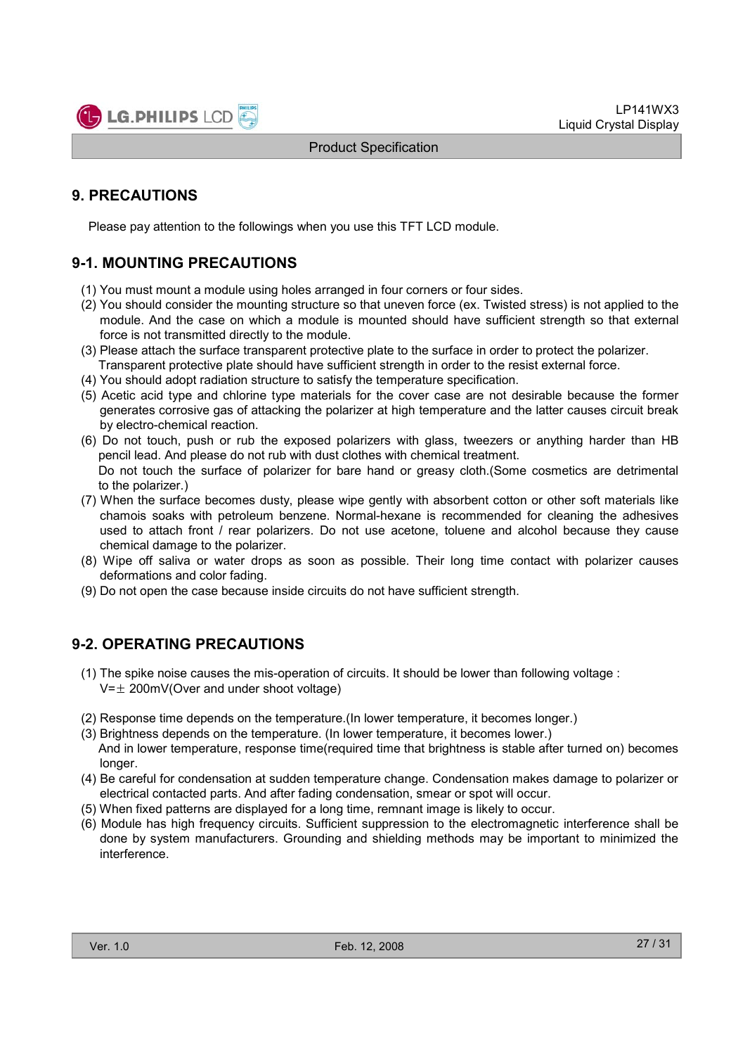## 9. PRECAUTIONS

Please pay attention to the followings when you use this TFT LCD module.

### 9-1. MOUNTING PRECAUTIONS

(1) You must mount a module using holes arranged in four corners or four sides.
(2) You should consider the mounting structure so that uneven force (ex. Twisted stress) is not applied to the module. And the case on which a module is mounted should have sufficient strength so that external force is not transmitted directly to the module.
(3) Please attach the surface transparent protective plate to the surface in order to protect the polarizer. Transparent protective plate should have sufficient strength in order to the resist external force.
(4) You should adopt radiation structure to satisfy the temperature specification.
(5) Acetic acid type and chlorine type materials for the cover case are not desirable because the former generates corrosive gas of attacking the polarizer at high temperature and the latter causes circuit break by electro-chemical reaction.
(6) Do not touch, push or rub the exposed polarizers with glass, tweezers or anything harder than HB pencil lead. And please do not rub with dust clothes with chemical treatment.
Do not touch the surface of polarizer for bare hand or greasy cloth.(Some cosmetics are detrimental to the polarizer.)
(7) When the surface becomes dusty, please wipe gently with absorbent cotton or other soft materials like chamois soaks with petroleum benzene. Normal-hexane is recommended for cleaning the adhesives used to attach front / rear polarizers. Do not use acetone, toluene and alcohol because they cause chemical damage to the polarizer.
(8) Wipe off saliva or water drops as soon as possible. Their long time contact with polarizer causes deformations and color fading.
(9) Do not open the case because inside circuits do not have sufficient strength.

### 9-2. OPERATING PRECAUTIONS

(1) The spike noise causes the mis-operation of circuits. It should be lower than following voltage :
V=± 200mV(Over and under shoot voltage)

(2) Response time depends on the temperature.(In lower temperature, it becomes longer.)
(3) Brightness depends on the temperature. (In lower temperature, it becomes lower.)
And in lower temperature, response time(required time that brightness is stable after turned on) becomes longer.
(4) Be careful for condensation at sudden temperature change. Condensation makes damage to polarizer or electrical contacted parts. And after fading condensation, smear or spot will occur.
(5) When fixed patterns are displayed for a long time, remnant image is likely to occur.
(6) Module has high frequency circuits. Sufficient suppression to the electromagnetic interference shall be done by system manufacturers. Grounding and shielding methods may be important to minimized the interference.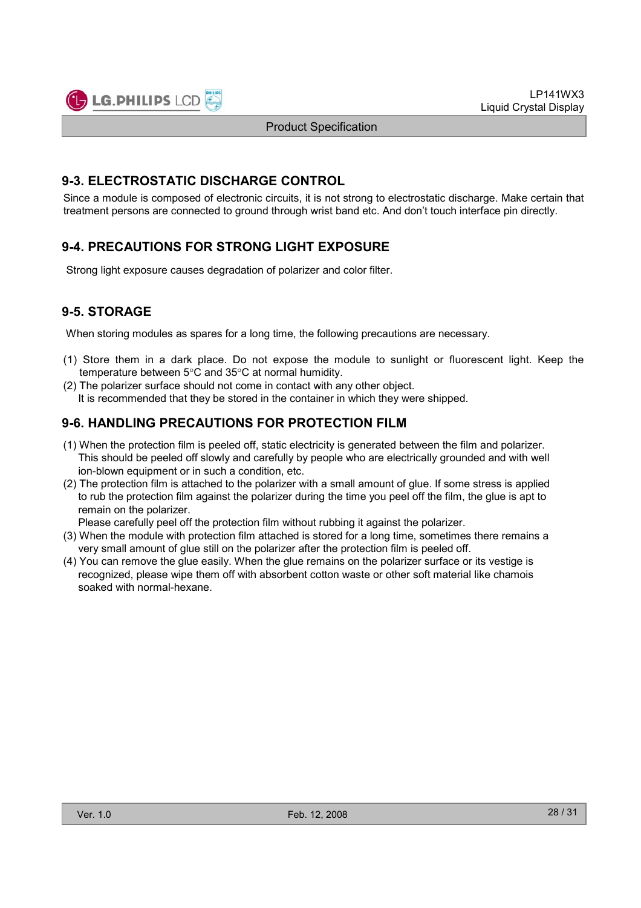## 9-3. ELECTROSTATIC DISCHARGE CONTROL

Since a module is composed of electronic circuits, it is not strong to electrostatic discharge. Make certain that treatment persons are connected to ground through wrist band etc. And don't touch interface pin directly.

## 9-4. PRECAUTIONS FOR STRONG LIGHT EXPOSURE

Strong light exposure causes degradation of polarizer and color filter.

## 9-5. STORAGE

When storing modules as spares for a long time, the following precautions are necessary.

(1) Store them in a dark place. Do not expose the module to sunlight or fluorescent light. Keep the temperature between 5°C and 35°C at normal humidity.

(2) The polarizer surface should not come in contact with any other object.
It is recommended that they be stored in the container in which they were shipped.

## 9-6. HANDLING PRECAUTIONS FOR PROTECTION FILM

(1) When the protection film is peeled off, static electricity is generated between the film and polarizer. This should be peeled off slowly and carefully by people who are electrically grounded and with well ion-blown equipment or in such a condition, etc.

(2) The protection film is attached to the polarizer with a small amount of glue. If some stress is applied to rub the protection film against the polarizer during the time you peel off the film, the glue is apt to remain on the polarizer.
Please carefully peel off the protection film without rubbing it against the polarizer.

(3) When the module with protection film attached is stored for a long time, sometimes there remains a very small amount of glue still on the polarizer after the protection film is peeled off.

(4) You can remove the glue easily. When the glue remains on the polarizer surface or its vestige is recognized, please wipe them off with absorbent cotton waste or other soft material like chamois soaked with normal-hexane.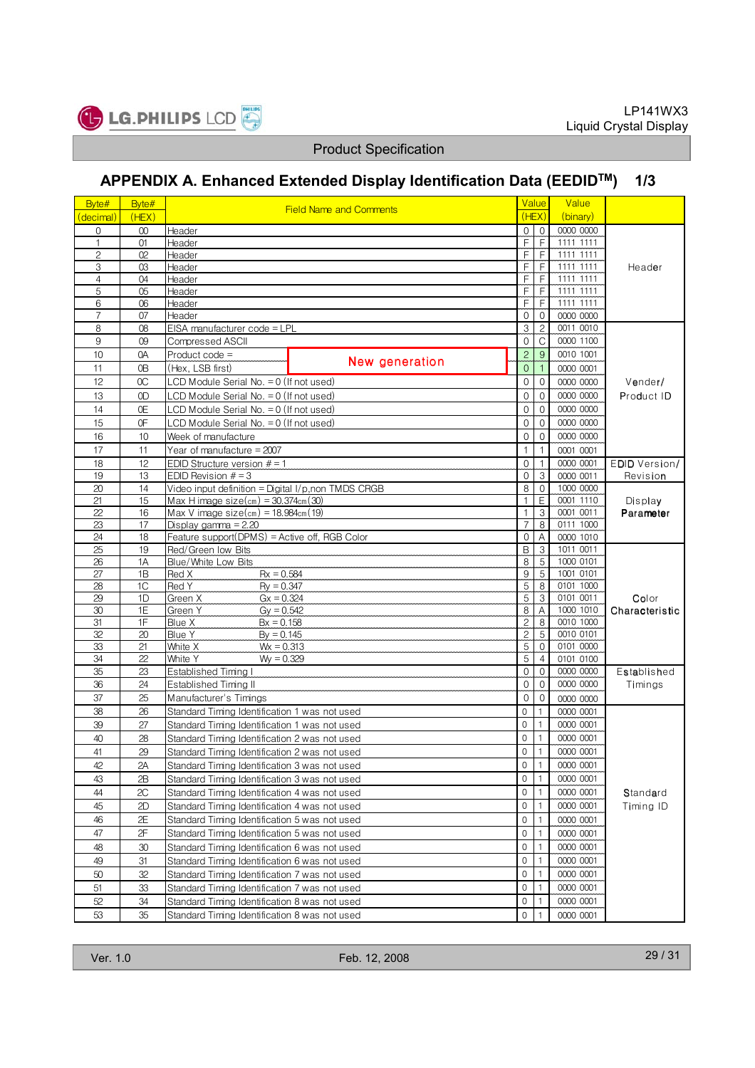## Product Specification

## APPENDIX A. Enhanced Extended Display Identification Data (EEDID™) 1/3

| Byte# (decimal) | Byte# (HEX) | Field Name and Comments | Value (HEX) | | Value (binary) | |
|---|---|---|---|---|---|---|
| 0 | 00 | Header | 0 | 0 | 0000 0000 | Header |
| 1 | 01 | Header | F | F | 1111 1111 | |
| 2 | 02 | Header | F | F | 1111 1111 | |
| 3 | 03 | Header | F | F | 1111 1111 | |
| 4 | 04 | Header | F | F | 1111 1111 | |
| 5 | 05 | Header | F | F | 1111 1111 | |
| 6 | 06 | Header | F | F | 1111 1111 | |
| 7 | 07 | Header | 0 | 0 | 0000 0000 | |
| 8 | 08 | EISA manufacturer code = LPL | 3 | 2 | 0011 0010 | Vender/ Product ID |
| 9 | 09 | Compressed ASCII | 0 | C | 0000 1100 | |
| 10 | 0A | Product code = New generation | 2 | 9 | 0010 1001 | |
| 11 | 0B | (Hex, LSB first) | 0 | 1 | 0000 0001 | |
| 12 | 0C | LCD Module Serial No. = 0 (If not used) | 0 | 0 | 0000 0000 | |
| 13 | 0D | LCD Module Serial No. = 0 (If not used) | 0 | 0 | 0000 0000 | |
| 14 | 0E | LCD Module Serial No. = 0 (If not used) | 0 | 0 | 0000 0000 | |
| 15 | 0F | LCD Module Serial No. = 0 (If not used) | 0 | 0 | 0000 0000 | |
| 16 | 10 | Week of manufacture | 0 | 0 | 0000 0000 | |
| 17 | 11 | Year of manufacture = 2007 | 1 | 1 | 0001 0001 | |
| 18 | 12 | EDID Structure version # = 1 | 0 | 1 | 0000 0001 | EDID Version/ Revision |
| 19 | 13 | EDID Revision # = 3 | 0 | 3 | 0000 0011 | |
| 20 | 14 | Video input definition = Digital I/p,non TMDS CRGB | 8 | 0 | 1000 0000 | Display Parameter |
| 21 | 15 | Max H image size(cm) = 30.374cm(30) | 1 | E | 0001 1110 | |
| 22 | 16 | Max V image size(cm) = 18.984cm(19) | 1 | 3 | 0001 0011 | |
| 23 | 17 | Display gamma = 2.20 | 7 | 8 | 0111 1000 | |
| 24 | 18 | Feature support(DPMS) = Active off, RGB Color | 0 | A | 0000 1010 | |
| 25 | 19 | Red/Green low Bits | B | 3 | 1011 0011 | Color Characteristic |
| 26 | 1A | Blue/White Low Bits | 8 | 5 | 1000 0101 | |
| 27 | 1B | Red X   Rx = 0.584 | 9 | 5 | 1001 0101 | |
| 28 | 1C | Red Y   Ry = 0.347 | 5 | 8 | 0101 1000 | |
| 29 | 1D | Green X   Gx = 0.324 | 5 | 3 | 0101 0011 | |
| 30 | 1E | Green Y   Gy = 0.542 | 8 | A | 1000 1010 | |
| 31 | 1F | Blue X   Bx = 0.158 | 2 | 8 | 0010 1000 | |
| 32 | 20 | Blue Y   By = 0.145 | 2 | 5 | 0010 0101 | |
| 33 | 21 | White X   Wx = 0.313 | 5 | 0 | 0101 0000 | |
| 34 | 22 | White Y   Wy = 0.329 | 5 | 4 | 0101 0100 | |
| 35 | 23 | Established Timing I | 0 | 0 | 0000 0000 | Established Timings |
| 36 | 24 | Established Timing II | 0 | 0 | 0000 0000 | |
| 37 | 25 | Manufacturer's Timings | 0 | 0 | 0000 0000 | |
| 38 | 26 | Standard Timing Identification 1 was not used | 0 | 1 | 0000 0001 | Standard Timing ID |
| 39 | 27 | Standard Timing Identification 1 was not used | 0 | 1 | 0000 0001 | |
| 40 | 28 | Standard Timing Identification 2 was not used | 0 | 1 | 0000 0001 | |
| 41 | 29 | Standard Timing Identification 2 was not used | 0 | 1 | 0000 0001 | |
| 42 | 2A | Standard Timing Identification 3 was not used | 0 | 1 | 0000 0001 | |
| 43 | 2B | Standard Timing Identification 3 was not used | 0 | 1 | 0000 0001 | |
| 44 | 2C | Standard Timing Identification 4 was not used | 0 | 1 | 0000 0001 | |
| 45 | 2D | Standard Timing Identification 4 was not used | 0 | 1 | 0000 0001 | |
| 46 | 2E | Standard Timing Identification 5 was not used | 0 | 1 | 0000 0001 | |
| 47 | 2F | Standard Timing Identification 5 was not used | 0 | 1 | 0000 0001 | |
| 48 | 30 | Standard Timing Identification 6 was not used | 0 | 1 | 0000 0001 | |
| 49 | 31 | Standard Timing Identification 6 was not used | 0 | 1 | 0000 0001 | |
| 50 | 32 | Standard Timing Identification 7 was not used | 0 | 1 | 0000 0001 | |
| 51 | 33 | Standard Timing Identification 7 was not used | 0 | 1 | 0000 0001 | |
| 52 | 34 | Standard Timing Identification 8 was not used | 0 | 1 | 0000 0001 | |
| 53 | 35 | Standard Timing Identification 8 was not used | 0 | 1 | 0000 0001 | |

Ver. 1.0 Feb. 12, 2008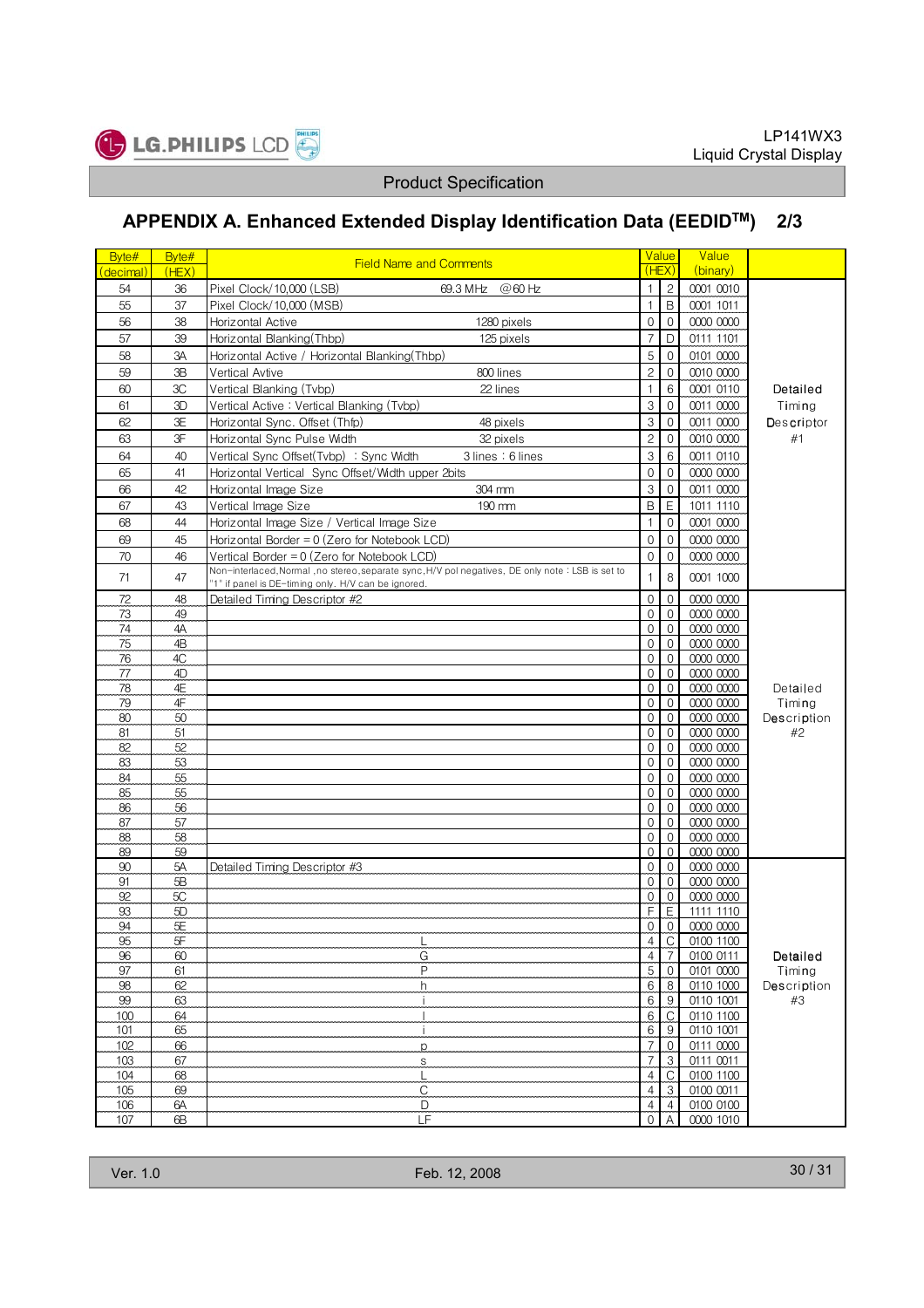## APPENDIX A. Enhanced Extended Display Identification Data (EEDID™) 2/3

| Byte# (decimal) | Byte# (HEX) | Field Name and Comments | Value (HEX) | | Value (binary) | |
|---|---|---|---|---|---|---|
| 54 | 36 | Pixel Clock/10,000 (LSB) 69.3 MHz @60 Hz | 1 | 2 | 0001 0010 | Detailed Timing Descriptor #1 |
| 55 | 37 | Pixel Clock/10,000 (MSB) | 1 | B | 0001 1011 | |
| 56 | 38 | Horizontal Active 1280 pixels | 0 | 0 | 0000 0000 | |
| 57 | 39 | Horizontal Blanking(Thbp) 125 pixels | 7 | D | 0111 1101 | |
| 58 | 3A | Horizontal Active / Horizontal Blanking(Thbp) | 5 | 0 | 0101 0000 | |
| 59 | 3B | Vertical Avtive 800 lines | 2 | 0 | 0010 0000 | |
| 60 | 3C | Vertical Blanking (Tvbp) 22 lines | 1 | 6 | 0001 0110 | |
| 61 | 3D | Vertical Active : Vertical Blanking (Tvbp) | 3 | 0 | 0011 0000 | |
| 62 | 3E | Horizontal Sync. Offset (Thfp) 48 pixels | 3 | 0 | 0011 0000 | |
| 63 | 3F | Horizontal Sync Pulse Width 32 pixels | 2 | 0 | 0010 0000 | |
| 64 | 40 | Vertical Sync Offset(Tvbp) : Sync Width 3 lines : 6 lines | 3 | 6 | 0011 0110 | |
| 65 | 41 | Horizontal Vertical Sync Offset/Width upper 2bits | 0 | 0 | 0000 0000 | |
| 66 | 42 | Horizontal Image Size 304 mm | 3 | 0 | 0011 0000 | |
| 67 | 43 | Vertical Image Size 190 mm | B | E | 1011 1110 | |
| 68 | 44 | Horizontal Image Size / Vertical Image Size | 1 | 0 | 0001 0000 | |
| 69 | 45 | Horizontal Border = 0 (Zero for Notebook LCD) | 0 | 0 | 0000 0000 | |
| 70 | 46 | Vertical Border = 0 (Zero for Notebook LCD) | 0 | 0 | 0000 0000 | |
| 71 | 47 | Non-interlaced,Normal ,no stereo,separate sync,H/V pol negatives, DE only note : LSB is set to "1" if panel is DE-timing only. H/V can be ignored. | 1 | 8 | 0001 1000 | |
| 72 | 48 | Detailed Timing Descriptor #2 | 0 | 0 | 0000 0000 | Detailed Timing Description #2 |
| 73 | 49 | | 0 | 0 | 0000 0000 | |
| 74 | 4A | | 0 | 0 | 0000 0000 | |
| 75 | 4B | | 0 | 0 | 0000 0000 | |
| 76 | 4C | | 0 | 0 | 0000 0000 | |
| 77 | 4D | | 0 | 0 | 0000 0000 | |
| 78 | 4E | | 0 | 0 | 0000 0000 | |
| 79 | 4F | | 0 | 0 | 0000 0000 | |
| 80 | 50 | | 0 | 0 | 0000 0000 | |
| 81 | 51 | | 0 | 0 | 0000 0000 | |
| 82 | 52 | | 0 | 0 | 0000 0000 | |
| 83 | 53 | | 0 | 0 | 0000 0000 | |
| 84 | 55 | | 0 | 0 | 0000 0000 | |
| 85 | 55 | | 0 | 0 | 0000 0000 | |
| 86 | 56 | | 0 | 0 | 0000 0000 | |
| 87 | 57 | | 0 | 0 | 0000 0000 | |
| 88 | 58 | | 0 | 0 | 0000 0000 | |
| 89 | 59 | | 0 | 0 | 0000 0000 | |
| 90 | 5A | Detailed Timing Descriptor #3 | 0 | 0 | 0000 0000 | Detailed Timing Description #3 |
| 91 | 5B | | 0 | 0 | 0000 0000 | |
| 92 | 5C | | 0 | 0 | 0000 0000 | |
| 93 | 5D | | F | E | 1111 1110 | |
| 94 | 5E | | 0 | 0 | 0000 0000 | |
| 95 | 5F | L | 4 | C | 0100 1100 | |
| 96 | 60 | G | 4 | 7 | 0100 0111 | |
| 97 | 61 | P | 5 | 0 | 0101 0000 | |
| 98 | 62 | h | 6 | 8 | 0110 1000 | |
| 99 | 63 | i | 6 | 9 | 0110 1001 | |
| 100 | 64 | l | 6 | C | 0110 1100 | |
| 101 | 65 | i | 6 | 9 | 0110 1001 | |
| 102 | 66 | p | 7 | 0 | 0111 0000 | |
| 103 | 67 | s | 7 | 3 | 0111 0011 | |
| 104 | 68 | L | 4 | C | 0100 1100 | |
| 105 | 69 | C | 4 | 3 | 0100 0011 | |
| 106 | 6A | D | 4 | 4 | 0100 0100 | |
| 107 | 6B | LF | 0 | A | 0000 1010 | |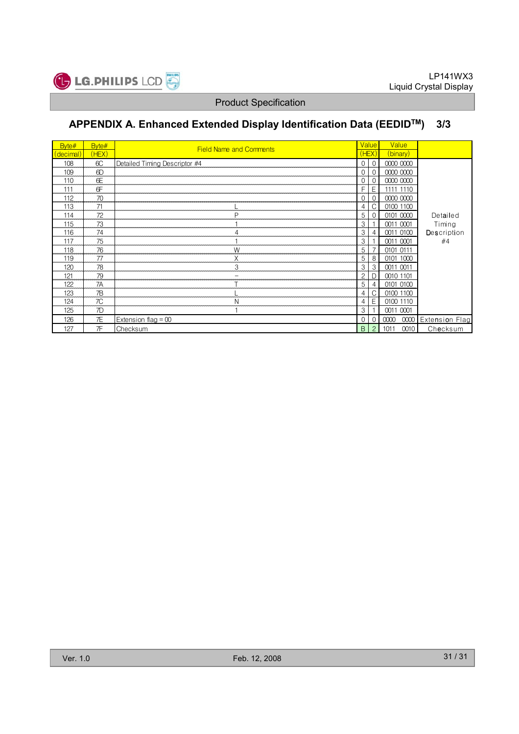# APPENDIX A. Enhanced Extended Display Identification Data (EEDID™) 3/3

| Byte# (decimal) | Byte# (HEX) | Field Name and Comments | Value (HEX) | | Value (binary) | |
|---|---|---|---|---|---|---|
| 108 | 6C | Detailed Timing Descriptor #4 | 0 | 0 | 0000 0000 | Detailed Timing Description #4 |
| 109 | 6D | | 0 | 0 | 0000 0000 | |
| 110 | 6E | | 0 | 0 | 0000 0000 | |
| 111 | 6F | | F | E | 1111 1110 | |
| 112 | 70 | | 0 | 0 | 0000 0000 | |
| 113 | 71 | L | 4 | C | 0100 1100 | |
| 114 | 72 | P | 5 | 0 | 0101 0000 | |
| 115 | 73 | 1 | 3 | 1 | 0011 0001 | |
| 116 | 74 | 4 | 3 | 4 | 0011 0100 | |
| 117 | 75 | 1 | 3 | 1 | 0011 0001 | |
| 118 | 76 | W | 5 | 7 | 0101 0111 | |
| 119 | 77 | X | 5 | 8 | 0101 1000 | |
| 120 | 78 | 3 | 3 | 3 | 0011 0011 | |
| 121 | 79 | − | 2 | D | 0010 1101 | |
| 122 | 7A | T | 5 | 4 | 0101 0100 | |
| 123 | 7B | L | 4 | C | 0100 1100 | |
| 124 | 7C | N | 4 | E | 0100 1110 | |
| 125 | 7D | 1 | 3 | 1 | 0011 0001 | |
| 126 | 7E | Extension flag = 00 | 0 | 0 | 0000 0000 | Extension Flag |
| 127 | 7F | Checksum | B | 2 | 1011 0010 | Checksum |